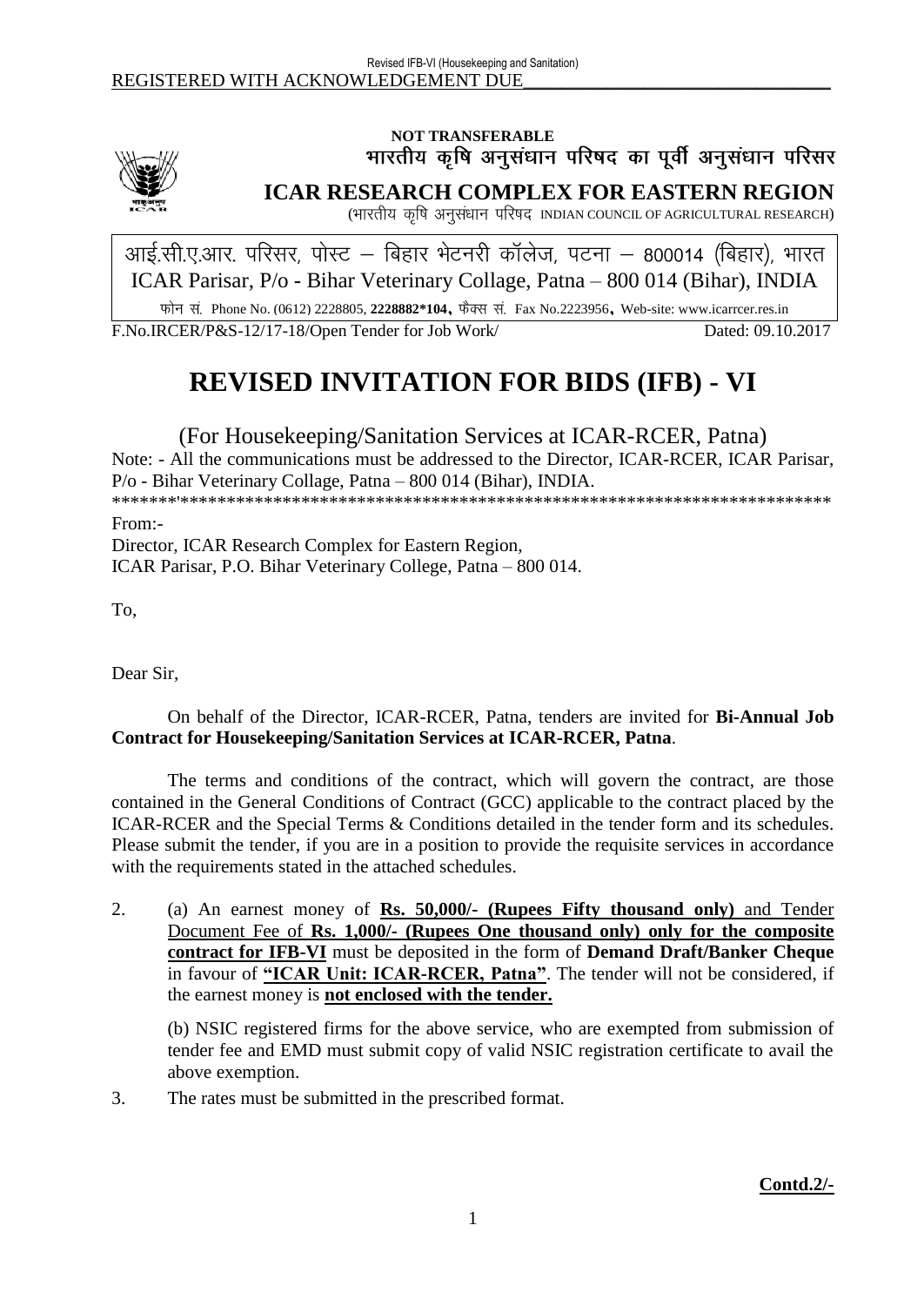REGISTERED WITH ACKNOWLEDGEMENT DUE

**NOT TRANSFERABLE**

**भारतीय कृषि अनुसंधान परिषद का पूर्वी अनुसंधान परिसर**

**ICAR RESEARCH COMPLEX FOR EASTERN REGION**

(भारतीय कृषि अनुसंधान परिषद INDIAN COUNCIL OF AGRICULTURAL RESEARCH)

आई.सी.ए.आर. परिसर, पोस्ट – बिहार भेटनरी कॉलेज, पटना – 800014 (बिहार), भारत
ICAR Parisar, P/o - Bihar Veterinary Collage, Patna – 800 014 (Bihar), INDIA

फोन सं. Phone No. (0612) 2228805, **2228882*104**, फैक्स सं. Fax No.2223956, Web-site: www.icarrcer.res.in

F.No.IRCER/P&S-12/17-18/Open Tender for Job Work/ Dated: 09.10.2017

# REVISED INVITATION FOR BIDS (IFB) - VI

(For Housekeeping/Sanitation Services at ICAR-RCER, Patna)

Note: - All the communications must be addressed to the Director, ICAR-RCER, ICAR Parisar, P/o - Bihar Veterinary Collage, Patna – 800 014 (Bihar), INDIA.

******'*************************************************************************

From:-
Director, ICAR Research Complex for Eastern Region,
ICAR Parisar, P.O. Bihar Veterinary College, Patna – 800 014.

To,

Dear Sir,

On behalf of the Director, ICAR-RCER, Patna, tenders are invited for **Bi-Annual Job Contract for Housekeeping/Sanitation Services at ICAR-RCER, Patna**.

The terms and conditions of the contract, which will govern the contract, are those contained in the General Conditions of Contract (GCC) applicable to the contract placed by the ICAR-RCER and the Special Terms & Conditions detailed in the tender form and its schedules. Please submit the tender, if you are in a position to provide the requisite services in accordance with the requirements stated in the attached schedules.

2. (a) An earnest money of **Rs. 50,000/- (Rupees Fifty thousand only)** and Tender Document Fee of **Rs. 1,000/- (Rupees One thousand only) only for the composite contract for IFB-VI** must be deposited in the form of **Demand Draft/Banker Cheque** in favour of **"ICAR Unit: ICAR-RCER, Patna"**. The tender will not be considered, if the earnest money is **not enclosed with the tender.**

   (b) NSIC registered firms for the above service, who are exempted from submission of tender fee and EMD must submit copy of valid NSIC registration certificate to avail the above exemption.

3. The rates must be submitted in the prescribed format.

**Contd.2/-**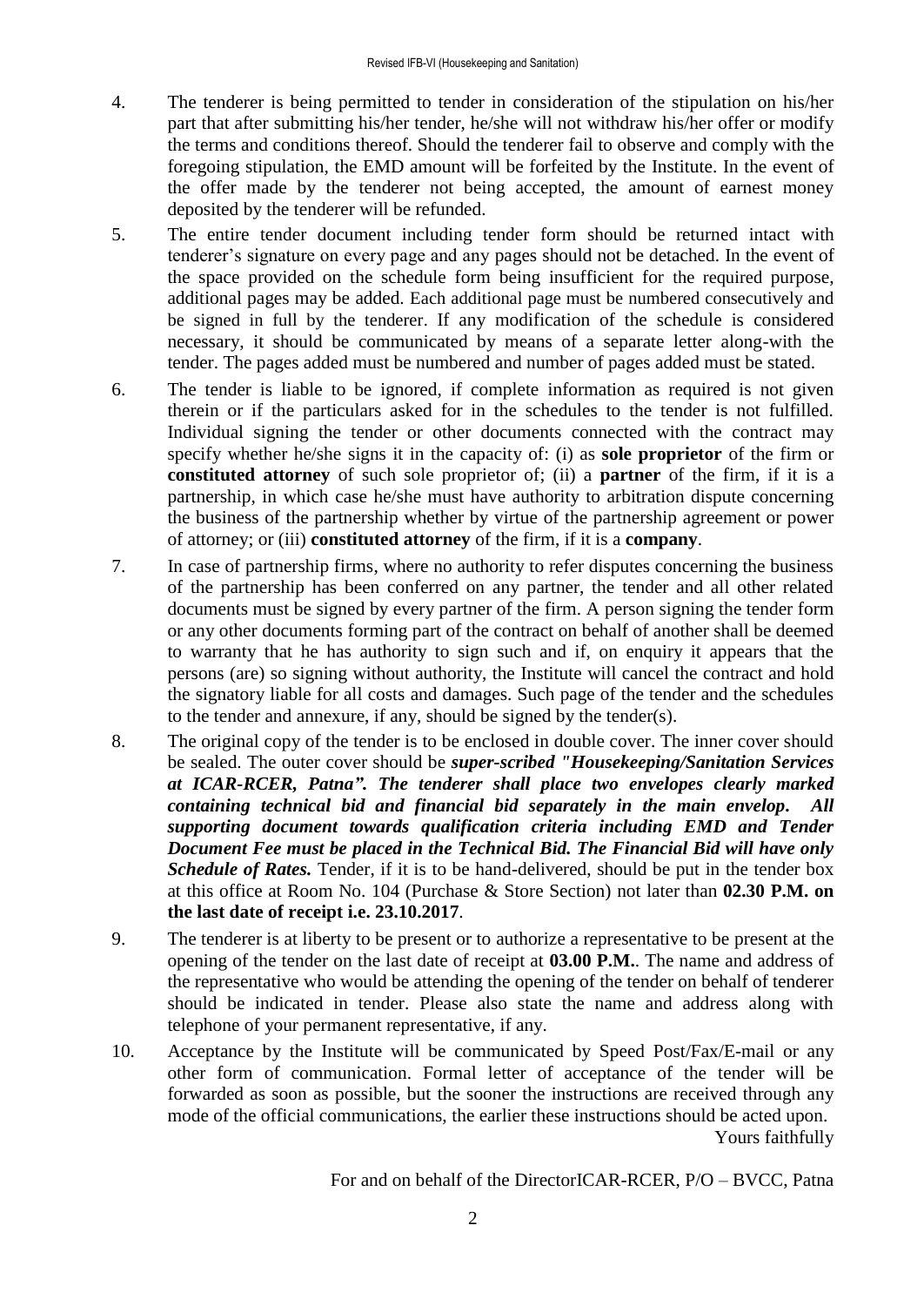4. The tenderer is being permitted to tender in consideration of the stipulation on his/her part that after submitting his/her tender, he/she will not withdraw his/her offer or modify the terms and conditions thereof. Should the tenderer fail to observe and comply with the foregoing stipulation, the EMD amount will be forfeited by the Institute. In the event of the offer made by the tenderer not being accepted, the amount of earnest money deposited by the tenderer will be refunded.

5. The entire tender document including tender form should be returned intact with tenderer's signature on every page and any pages should not be detached. In the event of the space provided on the schedule form being insufficient for the required purpose, additional pages may be added. Each additional page must be numbered consecutively and be signed in full by the tenderer. If any modification of the schedule is considered necessary, it should be communicated by means of a separate letter along-with the tender. The pages added must be numbered and number of pages added must be stated.

6. The tender is liable to be ignored, if complete information as required is not given therein or if the particulars asked for in the schedules to the tender is not fulfilled. Individual signing the tender or other documents connected with the contract may specify whether he/she signs it in the capacity of: (i) as **sole proprietor** of the firm or **constituted attorney** of such sole proprietor of; (ii) a **partner** of the firm, if it is a partnership, in which case he/she must have authority to arbitration dispute concerning the business of the partnership whether by virtue of the partnership agreement or power of attorney; or (iii) **constituted attorney** of the firm, if it is a **company**.

7. In case of partnership firms, where no authority to refer disputes concerning the business of the partnership has been conferred on any partner, the tender and all other related documents must be signed by every partner of the firm. A person signing the tender form or any other documents forming part of the contract on behalf of another shall be deemed to warranty that he has authority to sign such and if, on enquiry it appears that the persons (are) so signing without authority, the Institute will cancel the contract and hold the signatory liable for all costs and damages. Such page of the tender and the schedules to the tender and annexure, if any, should be signed by the tender(s).

8. The original copy of the tender is to be enclosed in double cover. The inner cover should be sealed. The outer cover should be ***super-scribed "Housekeeping/Sanitation Services at ICAR-RCER, Patna". The tenderer shall place two envelopes clearly marked containing technical bid and financial bid separately in the main envelop. All supporting document towards qualification criteria including EMD and Tender Document Fee must be placed in the Technical Bid. The Financial Bid will have only Schedule of Rates.*** Tender, if it is to be hand-delivered, should be put in the tender box at this office at Room No. 104 (Purchase & Store Section) not later than **02.30 P.M. on the last date of receipt i.e. 23.10.2017**.

9. The tenderer is at liberty to be present or to authorize a representative to be present at the opening of the tender on the last date of receipt at **03.00 P.M.**. The name and address of the representative who would be attending the opening of the tender on behalf of tenderer should be indicated in tender. Please also state the name and address along with telephone of your permanent representative, if any.

10. Acceptance by the Institute will be communicated by Speed Post/Fax/E-mail or any other form of communication. Formal letter of acceptance of the tender will be forwarded as soon as possible, but the sooner the instructions are received through any mode of the official communications, the earlier these instructions should be acted upon.

Yours faithfully

For and on behalf of the DirectorICAR-RCER, P/O – BVCC, Patna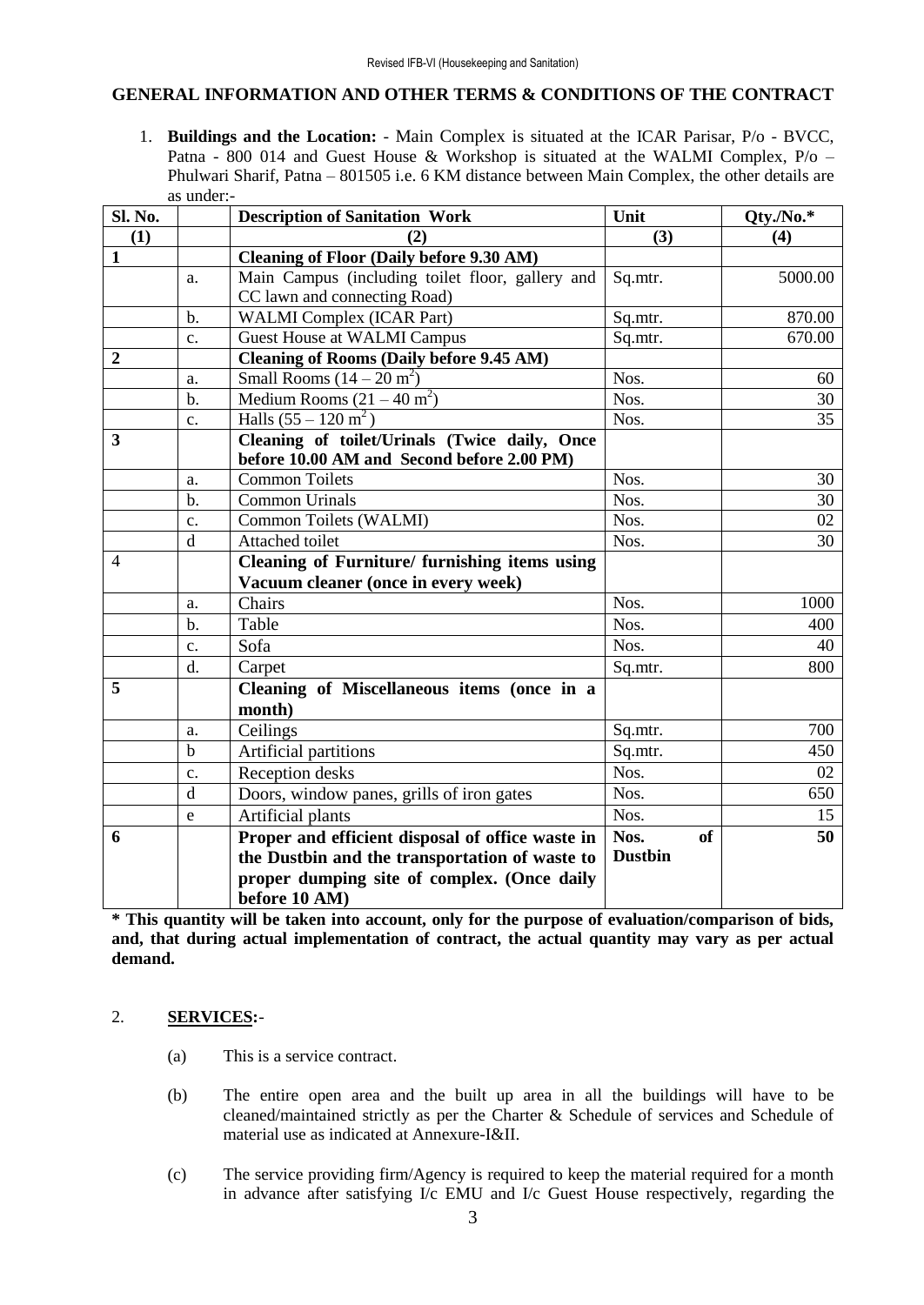## GENERAL INFORMATION AND OTHER TERMS & CONDITIONS OF THE CONTRACT

1. **Buildings and the Location:** - Main Complex is situated at the ICAR Parisar, P/o - BVCC, Patna - 800 014 and Guest House & Workshop is situated at the WALMI Complex, P/o – Phulwari Sharif, Patna – 801505 i.e. 6 KM distance between Main Complex, the other details are as under:-

| Sl. No. | | Description of Sanitation Work | Unit | Qty./No.* |
|---|---|---|---|---|
| **(1)** | | **(2)** | **(3)** | **(4)** |
| **1** | | **Cleaning of Floor (Daily before 9.30 AM)** | | |
| | a. | Main Campus (including toilet floor, gallery and CC lawn and connecting Road) | Sq.mtr. | 5000.00 |
| | b. | WALMI Complex (ICAR Part) | Sq.mtr. | 870.00 |
| | c. | Guest House at WALMI Campus | Sq.mtr. | 670.00 |
| **2** | | **Cleaning of Rooms (Daily before 9.45 AM)** | | |
| | a. | Small Rooms (14 – 20 $m^2$) | Nos. | 60 |
| | b. | Medium Rooms (21 – 40 $m^2$) | Nos. | 30 |
| | c. | Halls (55 – 120 $m^2$ ) | Nos. | 35 |
| **3** | | **Cleaning of toilet/Urinals (Twice daily, Once before 10.00 AM and Second before 2.00 PM)** | | |
| | a. | Common Toilets | Nos. | 30 |
| | b. | Common Urinals | Nos. | 30 |
| | c. | Common Toilets (WALMI) | Nos. | 02 |
| | d | Attached toilet | Nos. | 30 |
| 4 | | **Cleaning of Furniture/ furnishing items using Vacuum cleaner (once in every week)** | | |
| | a. | Chairs | Nos. | 1000 |
| | b. | Table | Nos. | 400 |
| | c. | Sofa | Nos. | 40 |
| | d. | Carpet | Sq.mtr. | 800 |
| **5** | | **Cleaning of Miscellaneous items (once in a month)** | | |
| | a. | Ceilings | Sq.mtr. | 700 |
| | b | Artificial partitions | Sq.mtr. | 450 |
| | c. | Reception desks | Nos. | 02 |
| | d | Doors, window panes, grills of iron gates | Nos. | 650 |
| | e | Artificial plants | Nos. | 15 |
| **6** | | **Proper and efficient disposal of office waste in the Dustbin and the transportation of waste to proper dumping site of complex. (Once daily before 10 AM)** | **Nos. of Dustbin** | **50** |

**\* This quantity will be taken into account, only for the purpose of evaluation/comparison of bids, and, that during actual implementation of contract, the actual quantity may vary as per actual demand.**

2. **SERVICES:**-

   (a) This is a service contract.

   (b) The entire open area and the built up area in all the buildings will have to be cleaned/maintained strictly as per the Charter & Schedule of services and Schedule of material use as indicated at Annexure-I&II.

   (c) The service providing firm/Agency is required to keep the material required for a month in advance after satisfying I/c EMU and I/c Guest House respectively, regarding the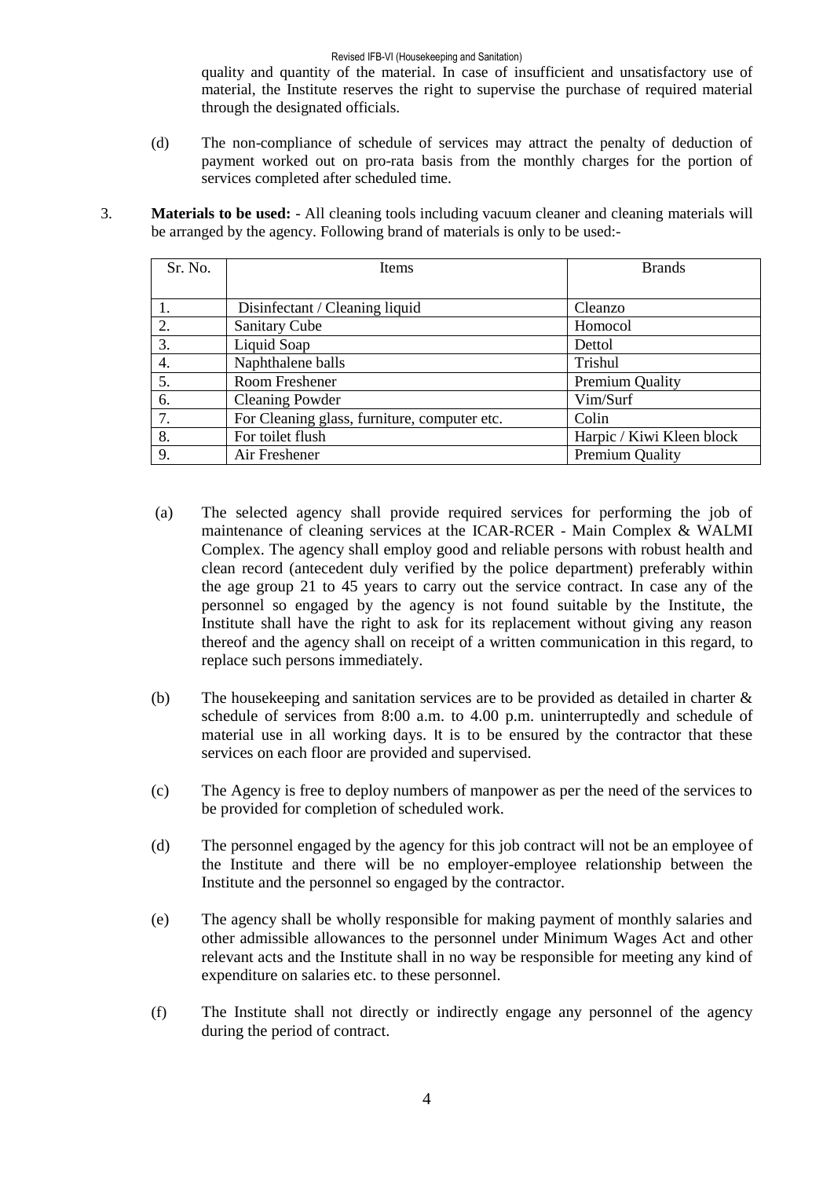quality and quantity of the material. In case of insufficient and unsatisfactory use of material, the Institute reserves the right to supervise the purchase of required material through the designated officials.

(d) The non-compliance of schedule of services may attract the penalty of deduction of payment worked out on pro-rata basis from the monthly charges for the portion of services completed after scheduled time.

3. **Materials to be used:** - All cleaning tools including vacuum cleaner and cleaning materials will be arranged by the agency. Following brand of materials is only to be used:-

| Sr. No. | Items | Brands |
|---|---|---|
| 1. | Disinfectant / Cleaning liquid | Cleanzo |
| 2. | Sanitary Cube | Homocol |
| 3. | Liquid Soap | Dettol |
| 4. | Naphthalene balls | Trishul |
| 5. | Room Freshener | Premium Quality |
| 6. | Cleaning Powder | Vim/Surf |
| 7. | For Cleaning glass, furniture, computer etc. | Colin |
| 8. | For toilet flush | Harpic / Kiwi Kleen block |
| 9. | Air Freshener | Premium Quality |

(a) The selected agency shall provide required services for performing the job of maintenance of cleaning services at the ICAR-RCER - Main Complex & WALMI Complex. The agency shall employ good and reliable persons with robust health and clean record (antecedent duly verified by the police department) preferably within the age group 21 to 45 years to carry out the service contract. In case any of the personnel so engaged by the agency is not found suitable by the Institute, the Institute shall have the right to ask for its replacement without giving any reason thereof and the agency shall on receipt of a written communication in this regard, to replace such persons immediately.

(b) The housekeeping and sanitation services are to be provided as detailed in charter & schedule of services from 8:00 a.m. to 4.00 p.m. uninterruptedly and schedule of material use in all working days. It is to be ensured by the contractor that these services on each floor are provided and supervised.

(c) The Agency is free to deploy numbers of manpower as per the need of the services to be provided for completion of scheduled work.

(d) The personnel engaged by the agency for this job contract will not be an employee of the Institute and there will be no employer-employee relationship between the Institute and the personnel so engaged by the contractor.

(e) The agency shall be wholly responsible for making payment of monthly salaries and other admissible allowances to the personnel under Minimum Wages Act and other relevant acts and the Institute shall in no way be responsible for meeting any kind of expenditure on salaries etc. to these personnel.

(f) The Institute shall not directly or indirectly engage any personnel of the agency during the period of contract.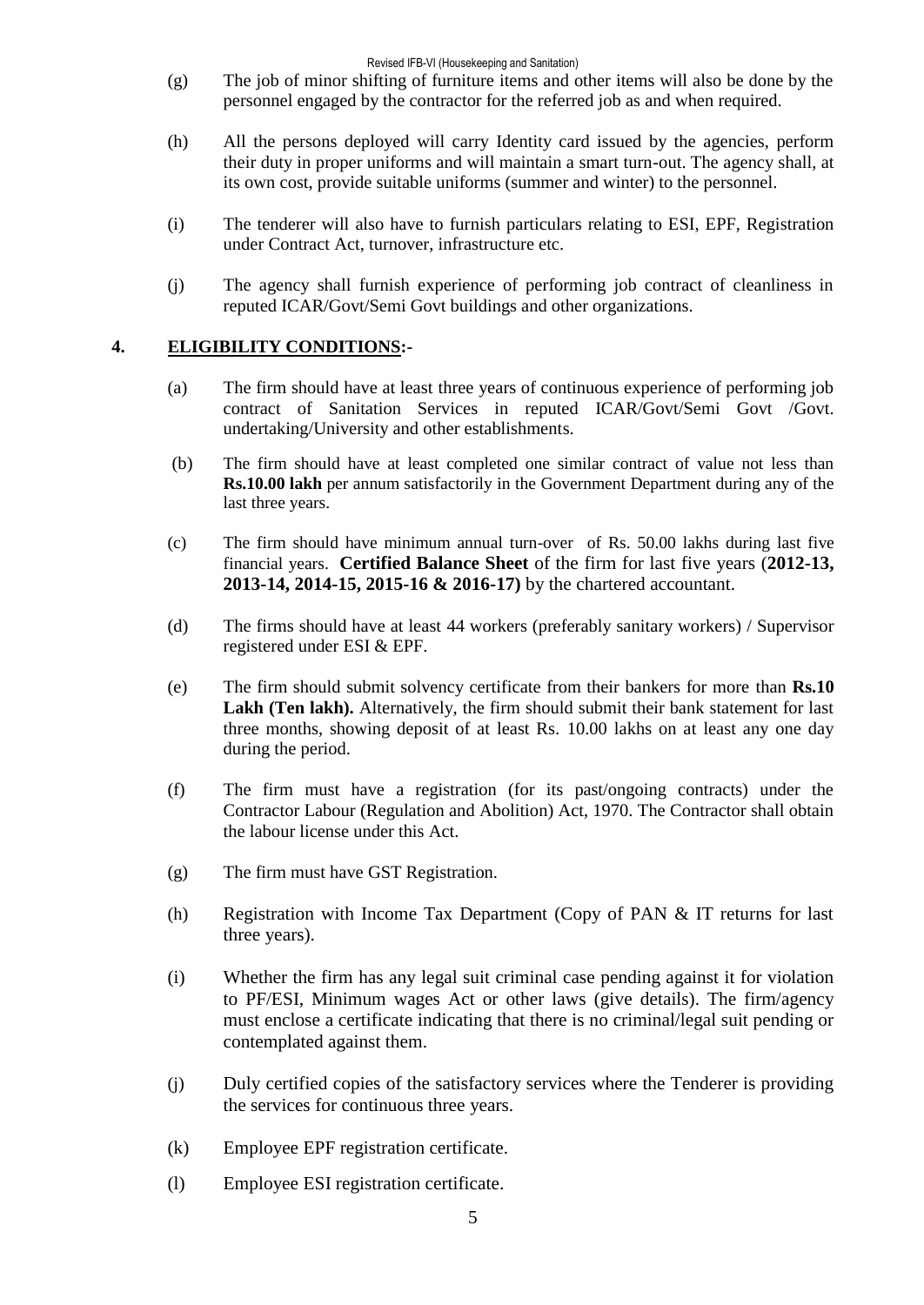(g) The job of minor shifting of furniture items and other items will also be done by the personnel engaged by the contractor for the referred job as and when required.

(h) All the persons deployed will carry Identity card issued by the agencies, perform their duty in proper uniforms and will maintain a smart turn-out. The agency shall, at its own cost, provide suitable uniforms (summer and winter) to the personnel.

(i) The tenderer will also have to furnish particulars relating to ESI, EPF, Registration under Contract Act, turnover, infrastructure etc.

(j) The agency shall furnish experience of performing job contract of cleanliness in reputed ICAR/Govt/Semi Govt buildings and other organizations.

## 4. ELIGIBILITY CONDITIONS:-

(a) The firm should have at least three years of continuous experience of performing job contract of Sanitation Services in reputed ICAR/Govt/Semi Govt /Govt. undertaking/University and other establishments.

(b) The firm should have at least completed one similar contract of value not less than **Rs.10.00 lakh** per annum satisfactorily in the Government Department during any of the last three years.

(c) The firm should have minimum annual turn-over of Rs. 50.00 lakhs during last five financial years. **Certified Balance Sheet** of the firm for last five years (**2012-13, 2013-14, 2014-15, 2015-16 & 2016-17)** by the chartered accountant.

(d) The firms should have at least 44 workers (preferably sanitary workers) / Supervisor registered under ESI & EPF.

(e) The firm should submit solvency certificate from their bankers for more than **Rs.10 Lakh (Ten lakh).** Alternatively, the firm should submit their bank statement for last three months, showing deposit of at least Rs. 10.00 lakhs on at least any one day during the period.

(f) The firm must have a registration (for its past/ongoing contracts) under the Contractor Labour (Regulation and Abolition) Act, 1970. The Contractor shall obtain the labour license under this Act.

(g) The firm must have GST Registration.

(h) Registration with Income Tax Department (Copy of PAN & IT returns for last three years).

(i) Whether the firm has any legal suit criminal case pending against it for violation to PF/ESI, Minimum wages Act or other laws (give details). The firm/agency must enclose a certificate indicating that there is no criminal/legal suit pending or contemplated against them.

(j) Duly certified copies of the satisfactory services where the Tenderer is providing the services for continuous three years.

(k) Employee EPF registration certificate.

(l) Employee ESI registration certificate.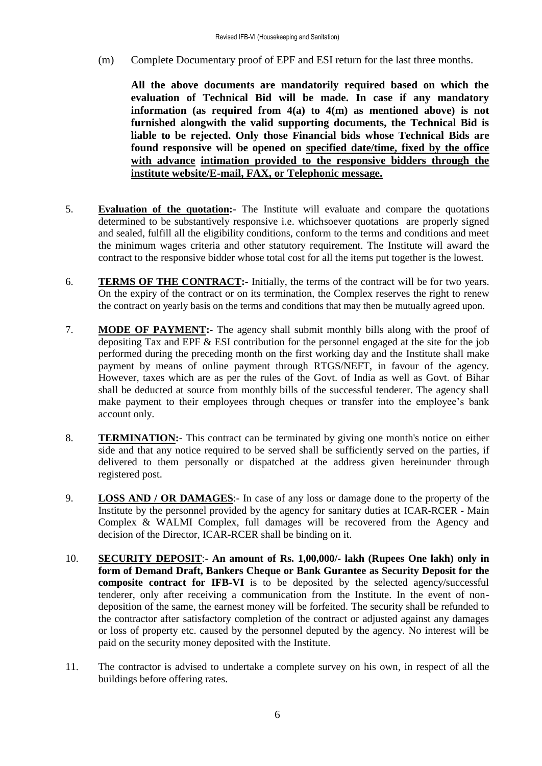(m) Complete Documentary proof of EPF and ESI return for the last three months.

**All the above documents are mandatorily required based on which the evaluation of Technical Bid will be made. In case if any mandatory information (as required from 4(a) to 4(m) as mentioned above) is not furnished alongwith the valid supporting documents, the Technical Bid is liable to be rejected. Only those Financial bids whose Technical Bids are found responsive will be opened on <u>specified date/time, fixed by the office with advance</u> <u>intimation provided to the responsive bidders through the institute website/E-mail, FAX, or Telephonic message.</u>**

5. **<u>Evaluation of the quotation</u>:-** The Institute will evaluate and compare the quotations determined to be substantively responsive i.e. whichsoever quotations are properly signed and sealed, fulfill all the eligibility conditions, conform to the terms and conditions and meet the minimum wages criteria and other statutory requirement. The Institute will award the contract to the responsive bidder whose total cost for all the items put together is the lowest.

6. **<u>TERMS OF THE CONTRACT</u>:-** Initially, the terms of the contract will be for two years. On the expiry of the contract or on its termination, the Complex reserves the right to renew the contract on yearly basis on the terms and conditions that may then be mutually agreed upon.

7. **<u>MODE OF PAYMENT</u>:-** The agency shall submit monthly bills along with the proof of depositing Tax and EPF & ESI contribution for the personnel engaged at the site for the job performed during the preceding month on the first working day and the Institute shall make payment by means of online payment through RTGS/NEFT, in favour of the agency. However, taxes which are as per the rules of the Govt. of India as well as Govt. of Bihar shall be deducted at source from monthly bills of the successful tenderer. The agency shall make payment to their employees through cheques or transfer into the employee's bank account only.

8. **<u>TERMINATION</u>:-** This contract can be terminated by giving one month's notice on either side and that any notice required to be served shall be sufficiently served on the parties, if delivered to them personally or dispatched at the address given hereinunder through registered post.

9. **<u>LOSS AND / OR DAMAGES</u>**:- In case of any loss or damage done to the property of the Institute by the personnel provided by the agency for sanitary duties at ICAR-RCER - Main Complex & WALMI Complex, full damages will be recovered from the Agency and decision of the Director, ICAR-RCER shall be binding on it.

10. **<u>SECURITY DEPOSIT</u>**:- **An amount of Rs. 1,00,000/- lakh (Rupees One lakh) only in form of Demand Draft, Bankers Cheque or Bank Gurantee as Security Deposit for the composite contract for IFB-VI** is to be deposited by the selected agency/successful tenderer, only after receiving a communication from the Institute. In the event of non-deposition of the same, the earnest money will be forfeited. The security shall be refunded to the contractor after satisfactory completion of the contract or adjusted against any damages or loss of property etc. caused by the personnel deputed by the agency. No interest will be paid on the security money deposited with the Institute.

11. The contractor is advised to undertake a complete survey on his own, in respect of all the buildings before offering rates.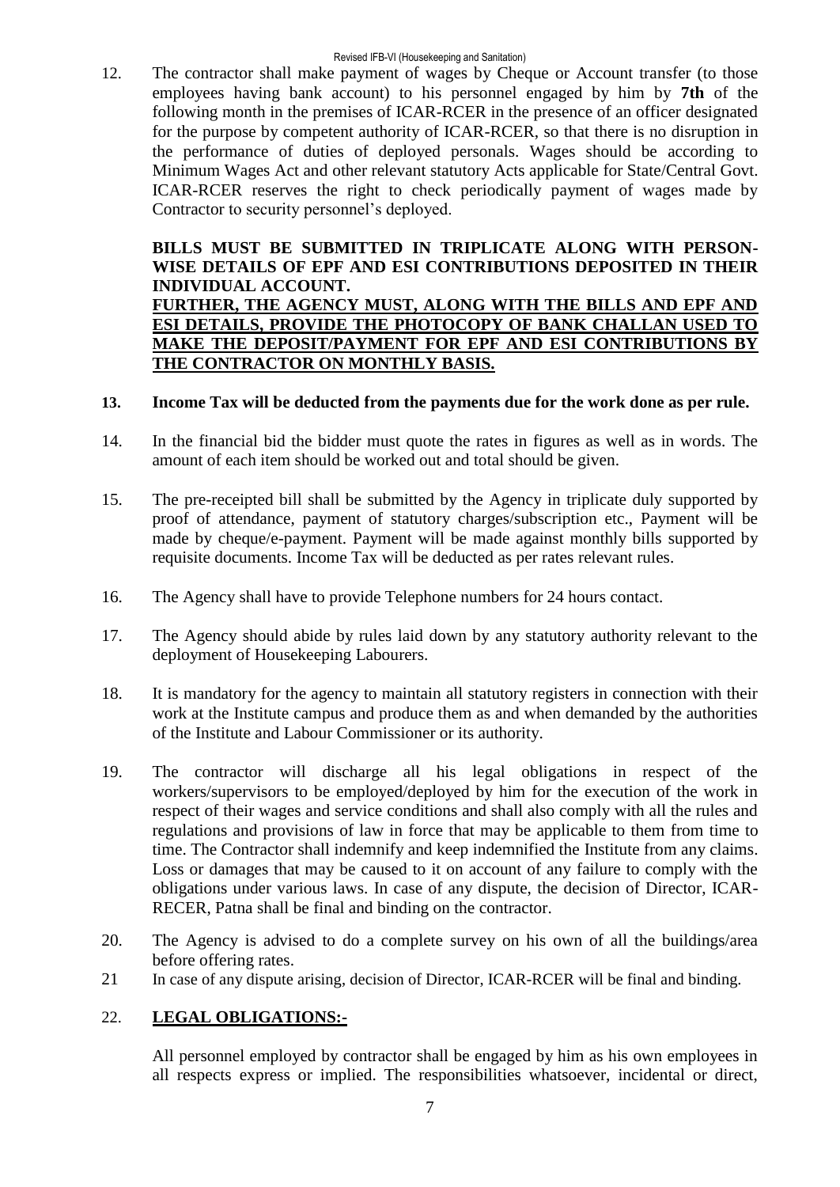12. The contractor shall make payment of wages by Cheque or Account transfer (to those employees having bank account) to his personnel engaged by him by **7th** of the following month in the premises of ICAR-RCER in the presence of an officer designated for the purpose by competent authority of ICAR-RCER, so that there is no disruption in the performance of duties of deployed personals. Wages should be according to Minimum Wages Act and other relevant statutory Acts applicable for State/Central Govt. ICAR-RCER reserves the right to check periodically payment of wages made by Contractor to security personnel's deployed.

    **BILLS MUST BE SUBMITTED IN TRIPLICATE ALONG WITH PERSON-WISE DETAILS OF EPF AND ESI CONTRIBUTIONS DEPOSITED IN THEIR INDIVIDUAL ACCOUNT.**
    **<u>FURTHER, THE AGENCY MUST, ALONG WITH THE BILLS AND EPF AND ESI DETAILS, PROVIDE THE PHOTOCOPY OF BANK CHALLAN USED TO MAKE THE DEPOSIT/PAYMENT FOR EPF AND ESI CONTRIBUTIONS BY THE CONTRACTOR ON MONTHLY BASIS.</u>**

13. **Income Tax will be deducted from the payments due for the work done as per rule.**

14. In the financial bid the bidder must quote the rates in figures as well as in words. The amount of each item should be worked out and total should be given.

15. The pre-receipted bill shall be submitted by the Agency in triplicate duly supported by proof of attendance, payment of statutory charges/subscription etc., Payment will be made by cheque/e-payment. Payment will be made against monthly bills supported by requisite documents. Income Tax will be deducted as per rates relevant rules.

16. The Agency shall have to provide Telephone numbers for 24 hours contact.

17. The Agency should abide by rules laid down by any statutory authority relevant to the deployment of Housekeeping Labourers.

18. It is mandatory for the agency to maintain all statutory registers in connection with their work at the Institute campus and produce them as and when demanded by the authorities of the Institute and Labour Commissioner or its authority.

19. The contractor will discharge all his legal obligations in respect of the workers/supervisors to be employed/deployed by him for the execution of the work in respect of their wages and service conditions and shall also comply with all the rules and regulations and provisions of law in force that may be applicable to them from time to time. The Contractor shall indemnify and keep indemnified the Institute from any claims. Loss or damages that may be caused to it on account of any failure to comply with the obligations under various laws. In case of any dispute, the decision of Director, ICAR-RECER, Patna shall be final and binding on the contractor.

20. The Agency is advised to do a complete survey on his own of all the buildings/area before offering rates.

21. In case of any dispute arising, decision of Director, ICAR-RCER will be final and binding.

22. **<u>LEGAL OBLIGATIONS:-</u>**

    All personnel employed by contractor shall be engaged by him as his own employees in all respects express or implied. The responsibilities whatsoever, incidental or direct,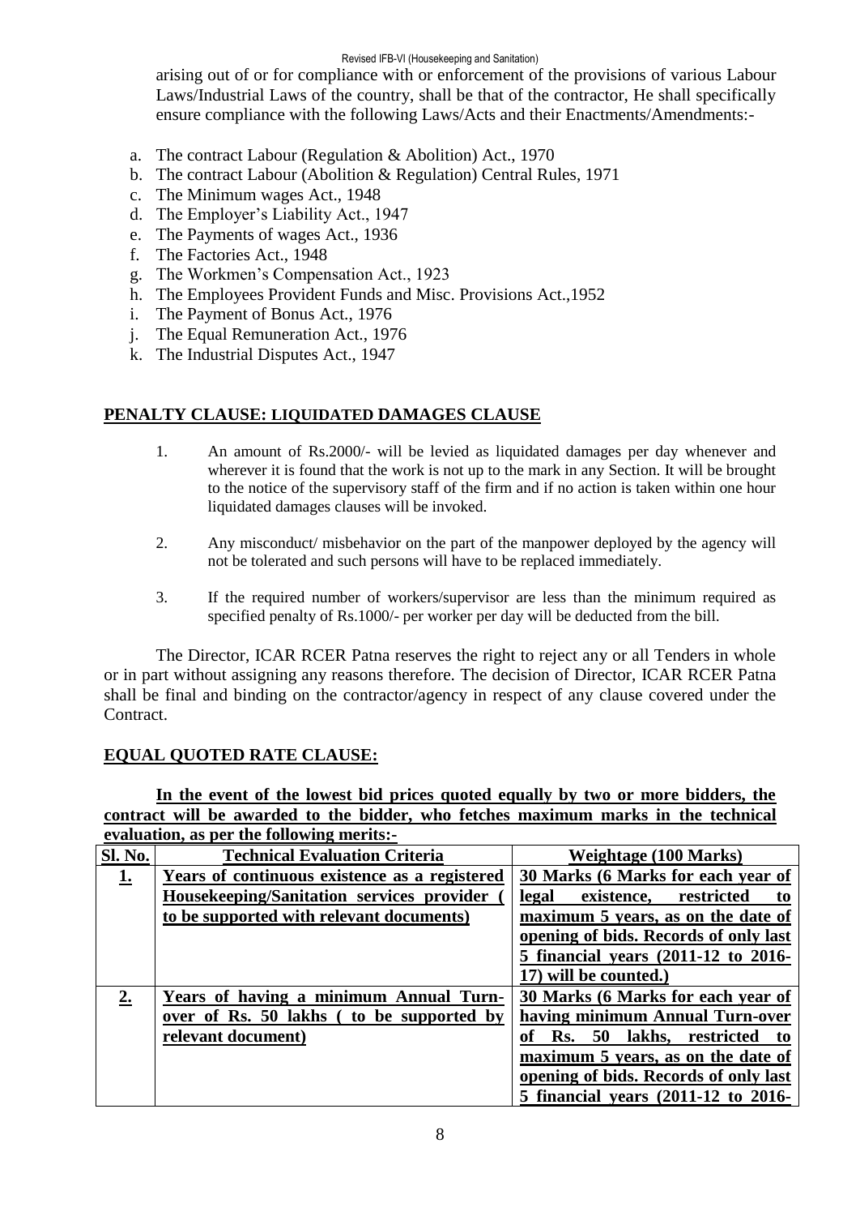arising out of or for compliance with or enforcement of the provisions of various Labour Laws/Industrial Laws of the country, shall be that of the contractor, He shall specifically ensure compliance with the following Laws/Acts and their Enactments/Amendments:-

a. The contract Labour (Regulation & Abolition) Act., 1970
b. The contract Labour (Abolition & Regulation) Central Rules, 1971
c. The Minimum wages Act., 1948
d. The Employer's Liability Act., 1947
e. The Payments of wages Act., 1936
f. The Factories Act., 1948
g. The Workmen's Compensation Act., 1923
h. The Employees Provident Funds and Misc. Provisions Act.,1952
i. The Payment of Bonus Act., 1976
j. The Equal Remuneration Act., 1976
k. The Industrial Disputes Act., 1947

## PENALTY CLAUSE: LIQUIDATED DAMAGES CLAUSE

1. An amount of Rs.2000/- will be levied as liquidated damages per day whenever and wherever it is found that the work is not up to the mark in any Section. It will be brought to the notice of the supervisory staff of the firm and if no action is taken within one hour liquidated damages clauses will be invoked.

2. Any misconduct/ misbehavior on the part of the manpower deployed by the agency will not be tolerated and such persons will have to be replaced immediately.

3. If the required number of workers/supervisor are less than the minimum required as specified penalty of Rs.1000/- per worker per day will be deducted from the bill.

The Director, ICAR RCER Patna reserves the right to reject any or all Tenders in whole or in part without assigning any reasons therefore. The decision of Director, ICAR RCER Patna shall be final and binding on the contractor/agency in respect of any clause covered under the Contract.

## EQUAL QUOTED RATE CLAUSE:

**In the event of the lowest bid prices quoted equally by two or more bidders, the contract will be awarded to the bidder, who fetches maximum marks in the technical evaluation, as per the following merits:-**

| Sl. No. | Technical Evaluation Criteria | Weightage (100 Marks) |
|---|---|---|
| **1.** | **Years of continuous existence as a registered Housekeeping/Sanitation services provider ( to be supported with relevant documents)** | **30 Marks (6 Marks for each year of legal existence, restricted to maximum 5 years, as on the date of opening of bids. Records of only last 5 financial years (2011-12 to 2016-17) will be counted.)** |
| **2.** | **Years of having a minimum Annual Turn-over of Rs. 50 lakhs ( to be supported by relevant document)** | **30 Marks (6 Marks for each year of having minimum Annual Turn-over of Rs. 50 lakhs, restricted to maximum 5 years, as on the date of opening of bids. Records of only last 5 financial years (2011-12 to 2016-** |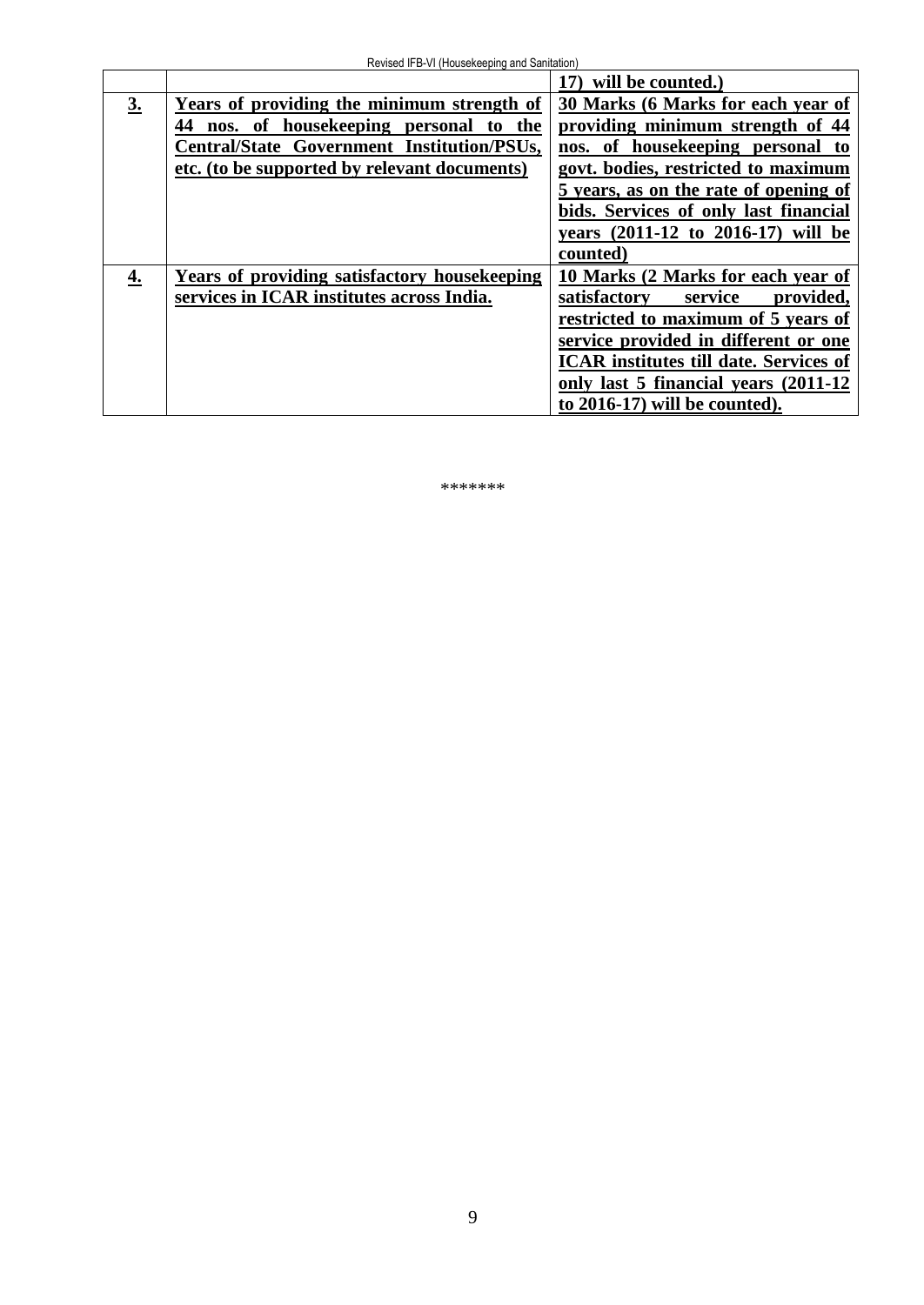|  |  |  |
|---|---|---|
|  |  | **17) will be counted.)** |
| **3.** | **Years of providing the minimum strength of 44 nos. of housekeeping personal to the Central/State Government Institution/PSUs, etc. (to be supported by relevant documents)** | **30 Marks (6 Marks for each year of providing minimum strength of 44 nos. of housekeeping personal to govt. bodies, restricted to maximum 5 years, as on the rate of opening of bids. Services of only last financial years (2011-12 to 2016-17) will be counted)** |
| **4.** | **Years of providing satisfactory housekeeping services in ICAR institutes across India.** | **10 Marks (2 Marks for each year of satisfactory service provided, restricted to maximum of 5 years of service provided in different or one ICAR institutes till date. Services of only last 5 financial years (2011-12 to 2016-17) will be counted).** |

*******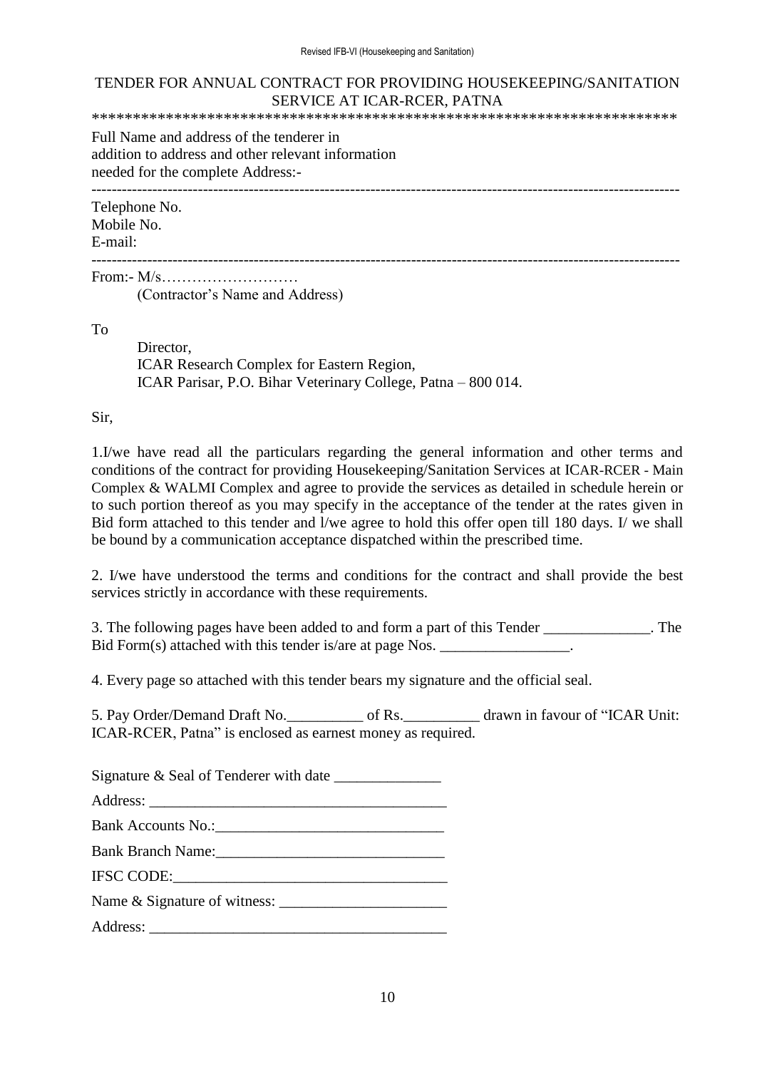# TENDER FOR ANNUAL CONTRACT FOR PROVIDING HOUSEKEEPING/SANITATION SERVICE AT ICAR-RCER, PATNA

************************************************************************

Full Name and address of the tenderer in addition to address and other relevant information needed for the complete Address:-

---

Telephone No.
Mobile No.
E-mail:

---

From:- M/s………………………
(Contractor's Name and Address)

To

Director,
ICAR Research Complex for Eastern Region,
ICAR Parisar, P.O. Bihar Veterinary College, Patna – 800 014.

Sir,

1.I/we have read all the particulars regarding the general information and other terms and conditions of the contract for providing Housekeeping/Sanitation Services at ICAR-RCER - Main Complex & WALMI Complex and agree to provide the services as detailed in schedule herein or to such portion thereof as you may specify in the acceptance of the tender at the rates given in Bid form attached to this tender and l/we agree to hold this offer open till 180 days. I/ we shall be bound by a communication acceptance dispatched within the prescribed time.

2. I/we have understood the terms and conditions for the contract and shall provide the best services strictly in accordance with these requirements.

3. The following pages have been added to and form a part of this Tender ______________. The Bid Form(s) attached with this tender is/are at page Nos. _________________.

4. Every page so attached with this tender bears my signature and the official seal.

5. Pay Order/Demand Draft No.__________ of Rs.__________ drawn in favour of "ICAR Unit: ICAR-RCER, Patna" is enclosed as earnest money as required.

Signature & Seal of Tenderer with date ______________

Address: ______________________________________

Bank Accounts No.:_____________________________

Bank Branch Name:_____________________________

IFSC CODE:___________________________________

Name & Signature of witness: _____________________

Address: ______________________________________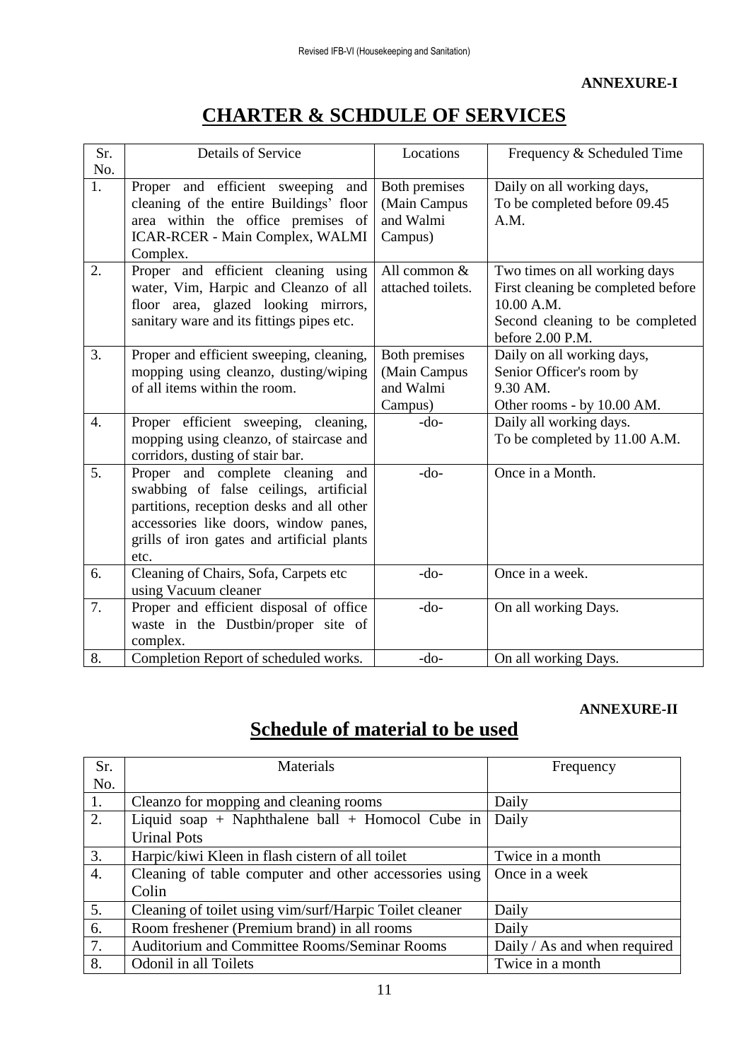**ANNEXURE-I**

# CHARTER & SCHDULE OF SERVICES

| Sr. No. | Details of Service | Locations | Frequency & Scheduled Time |
|---|---|---|---|
| 1. | Proper and efficient sweeping and cleaning of the entire Buildings' floor area within the office premises of ICAR-RCER - Main Complex, WALMI Complex. | Both premises (Main Campus and Walmi Campus) | Daily on all working days, To be completed before 09.45 A.M. |
| 2. | Proper and efficient cleaning using water, Vim, Harpic and Cleanzo of all floor area, glazed looking mirrors, sanitary ware and its fittings pipes etc. | All common & attached toilets. | Two times on all working days First cleaning be completed before 10.00 A.M. Second cleaning to be completed before 2.00 P.M. |
| 3. | Proper and efficient sweeping, cleaning, mopping using cleanzo, dusting/wiping of all items within the room. | Both premises (Main Campus and Walmi Campus) | Daily on all working days, Senior Officer's room by 9.30 AM. Other rooms - by 10.00 AM. |
| 4. | Proper efficient sweeping, cleaning, mopping using cleanzo, of staircase and corridors, dusting of stair bar. | -do- | Daily all working days. To be completed by 11.00 A.M. |
| 5. | Proper and complete cleaning and swabbing of false ceilings, artificial partitions, reception desks and all other accessories like doors, window panes, grills of iron gates and artificial plants etc. | -do- | Once in a Month. |
| 6. | Cleaning of Chairs, Sofa, Carpets etc using Vacuum cleaner | -do- | Once in a week. |
| 7. | Proper and efficient disposal of office waste in the Dustbin/proper site of complex. | -do- | On all working Days. |
| 8. | Completion Report of scheduled works. | -do- | On all working Days. |

**ANNEXURE-II**

# Schedule of material to be used

| Sr. No. | Materials | Frequency |
|---|---|---|
| 1. | Cleanzo for mopping and cleaning rooms | Daily |
| 2. | Liquid soap + Naphthalene ball + Homocol Cube in Urinal Pots | Daily |
| 3. | Harpic/kiwi Kleen in flash cistern of all toilet | Twice in a month |
| 4. | Cleaning of table computer and other accessories using Colin | Once in a week |
| 5. | Cleaning of toilet using vim/surf/Harpic Toilet cleaner | Daily |
| 6. | Room freshener (Premium brand) in all rooms | Daily |
| 7. | Auditorium and Committee Rooms/Seminar Rooms | Daily / As and when required |
| 8. | Odonil in all Toilets | Twice in a month |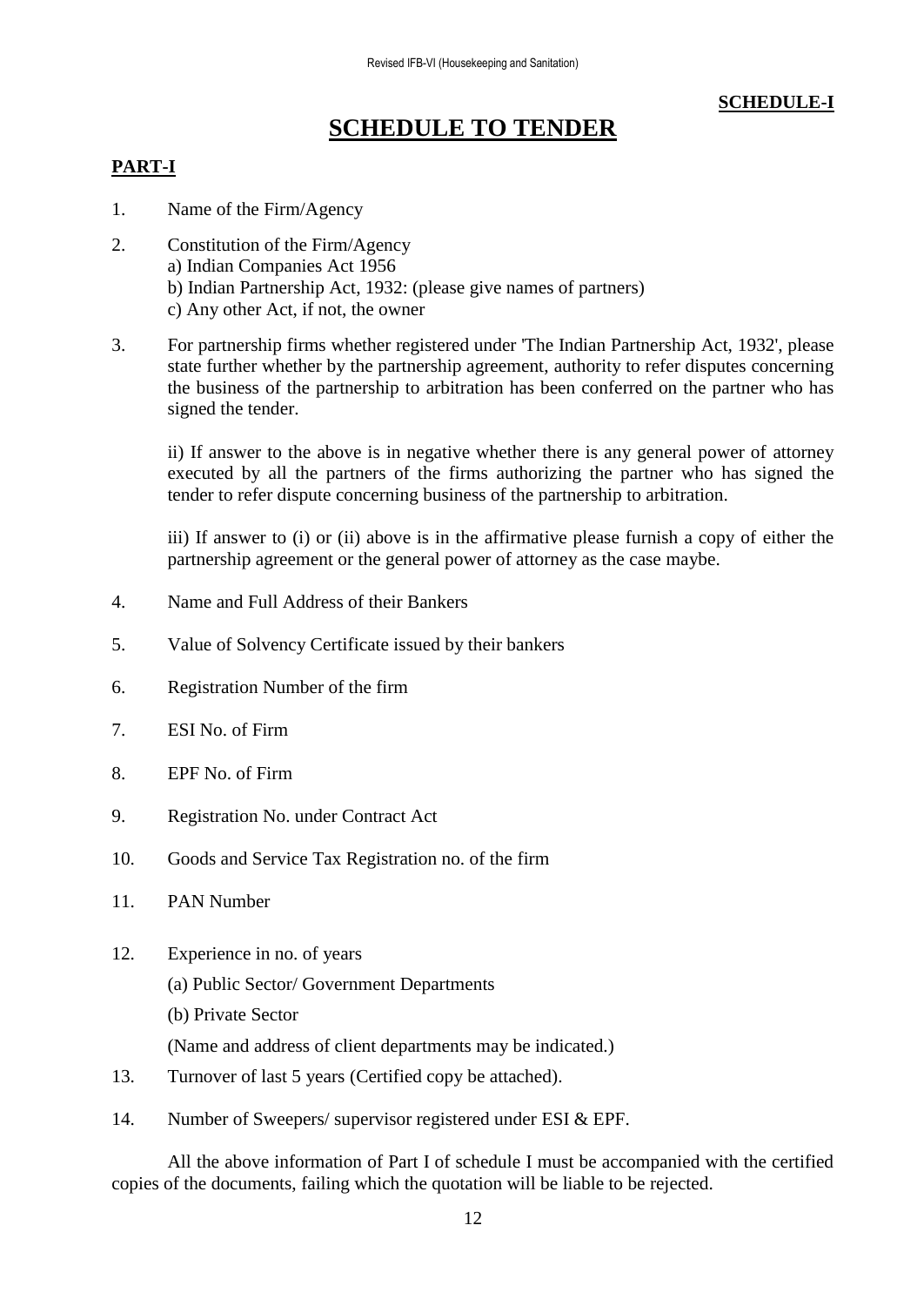**SCHEDULE-I**

# SCHEDULE TO TENDER

## PART-I

1. Name of the Firm/Agency

2. Constitution of the Firm/Agency
   a) Indian Companies Act 1956
   b) Indian Partnership Act, 1932: (please give names of partners)
   c) Any other Act, if not, the owner

3. For partnership firms whether registered under 'The Indian Partnership Act, 1932', please state further whether by the partnership agreement, authority to refer disputes concerning the business of the partnership to arbitration has been conferred on the partner who has signed the tender.

   ii) If answer to the above is in negative whether there is any general power of attorney executed by all the partners of the firms authorizing the partner who has signed the tender to refer dispute concerning business of the partnership to arbitration.

   iii) If answer to (i) or (ii) above is in the affirmative please furnish a copy of either the partnership agreement or the general power of attorney as the case maybe.

4. Name and Full Address of their Bankers

5. Value of Solvency Certificate issued by their bankers

6. Registration Number of the firm

7. ESI No. of Firm

8. EPF No. of Firm

9. Registration No. under Contract Act

10. Goods and Service Tax Registration no. of the firm

11. PAN Number

12. Experience in no. of years

    (a) Public Sector/ Government Departments

    (b) Private Sector

    (Name and address of client departments may be indicated.)

13. Turnover of last 5 years (Certified copy be attached).

14. Number of Sweepers/ supervisor registered under ESI & EPF.

All the above information of Part I of schedule I must be accompanied with the certified copies of the documents, failing which the quotation will be liable to be rejected.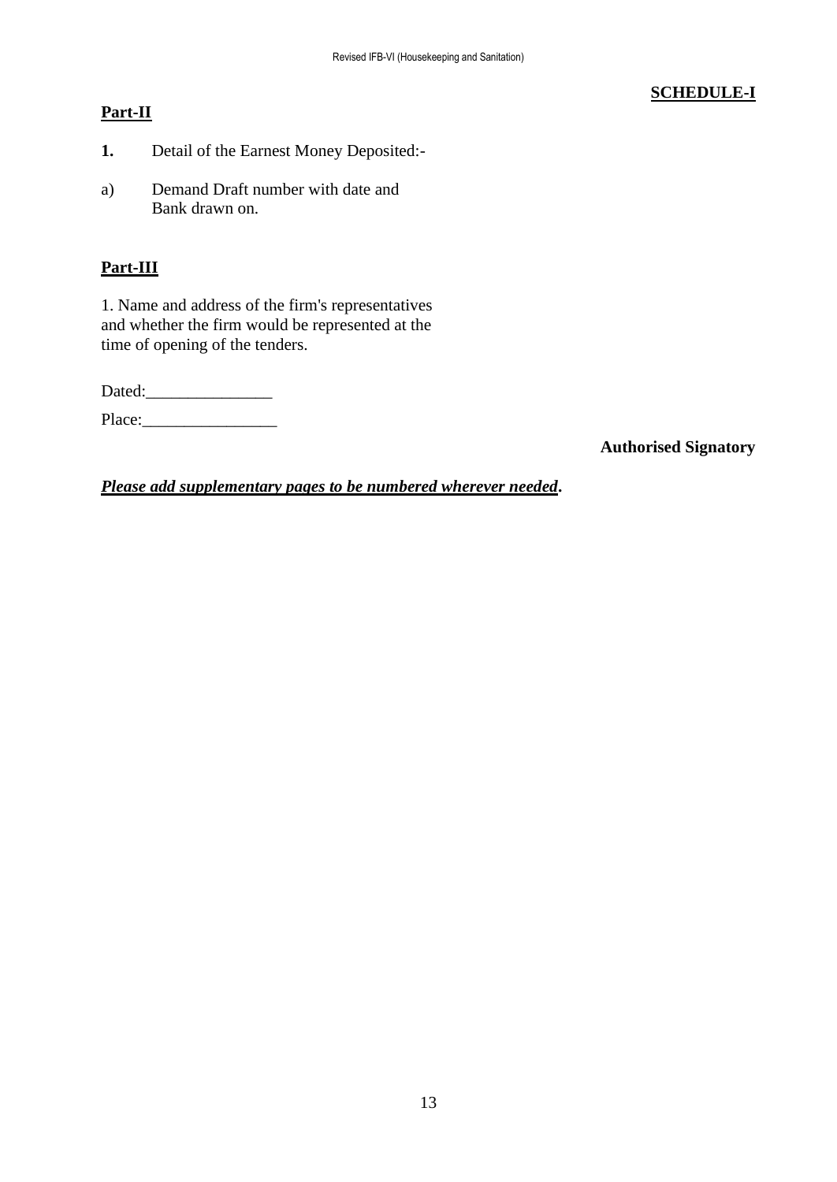**SCHEDULE-I**

**Part-II**

**1.** Detail of the Earnest Money Deposited:-

a) Demand Draft number with date and Bank drawn on.

**Part-III**

1. Name and address of the firm's representatives and whether the firm would be represented at the time of opening of the tenders.

Dated:_______________

Place:________________

**Authorised Signatory**

***Please add supplementary pages to be numbered wherever needed*.**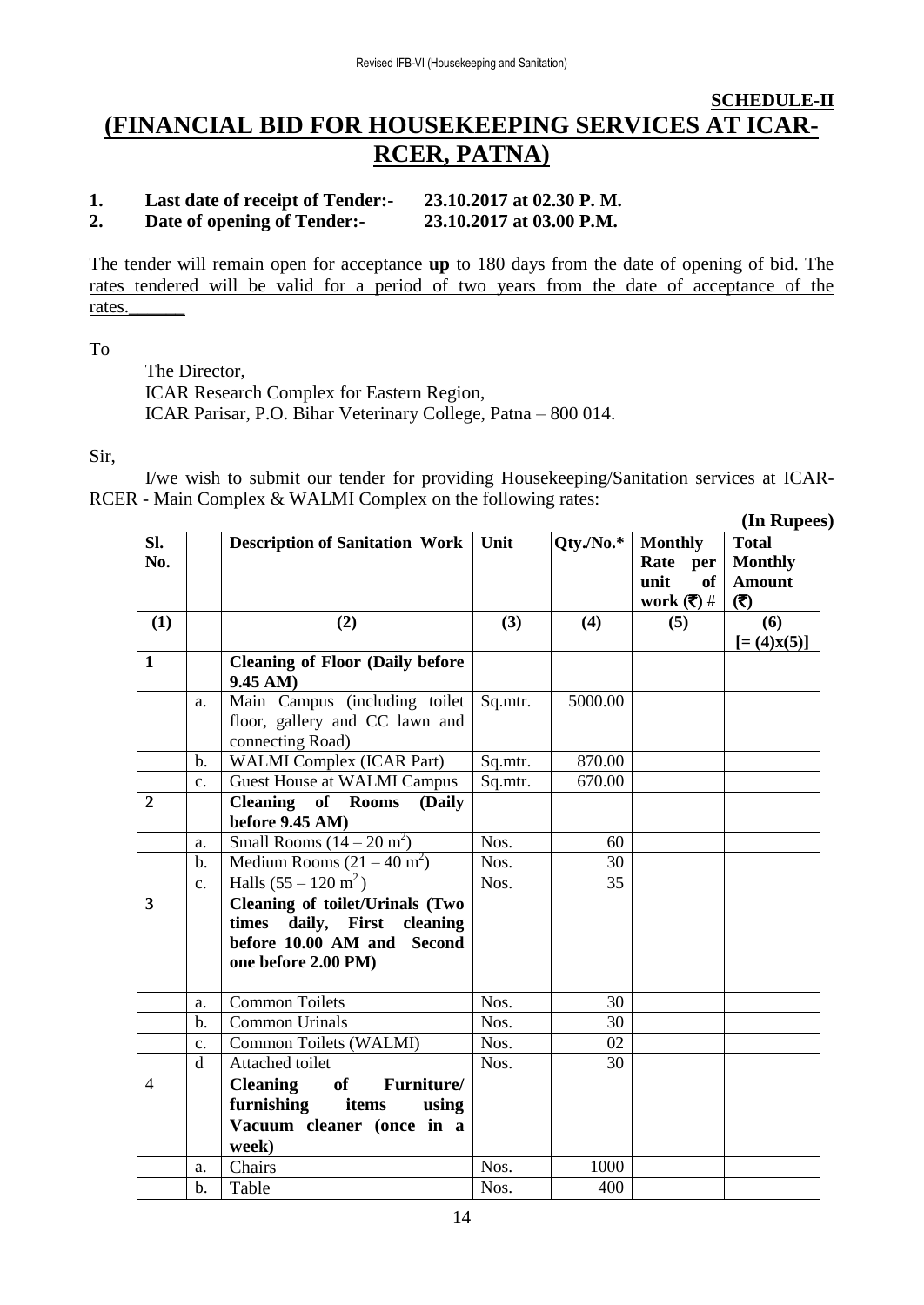**SCHEDULE-II**

# (FINANCIAL BID FOR HOUSEKEEPING SERVICES AT ICAR-RCER, PATNA)

**1. Last date of receipt of Tender:- 23.10.2017 at 02.30 P. M.**
**2. Date of opening of Tender:- 23.10.2017 at 03.00 P.M.**

The tender will remain open for acceptance **up** to 180 days from the date of opening of bid. The rates tendered will be valid for a period of two years from the date of acceptance of the rates.______

To

The Director,
ICAR Research Complex for Eastern Region,
ICAR Parisar, P.O. Bihar Veterinary College, Patna – 800 014.

Sir,

I/we wish to submit our tender for providing Housekeeping/Sanitation services at ICAR-RCER - Main Complex & WALMI Complex on the following rates:

**(In Rupees)**

| Sl. No. | | Description of Sanitation Work | Unit | Qty./No.* | Monthly Rate per unit of work (₹) # | Total Monthly Amount (₹) |
|---|---|---|---|---|---|---|
| **(1)** | | **(2)** | **(3)** | **(4)** | **(5)** | **(6) [= (4)x(5)]** |
| **1** | | **Cleaning of Floor (Daily before 9.45 AM)** | | | | |
| | a. | Main Campus (including toilet floor, gallery and CC lawn and connecting Road) | Sq.mtr. | 5000.00 | | |
| | b. | WALMI Complex (ICAR Part) | Sq.mtr. | 870.00 | | |
| | c. | Guest House at WALMI Campus | Sq.mtr. | 670.00 | | |
| **2** | | **Cleaning of Rooms (Daily before 9.45 AM)** | | | | |
| | a. | Small Rooms (14 – 20 $m^2$) | Nos. | 60 | | |
| | b. | Medium Rooms (21 – 40 $m^2$) | Nos. | 30 | | |
| | c. | Halls (55 – 120 $m^2$) | Nos. | 35 | | |
| **3** | | **Cleaning of toilet/Urinals (Two times daily, First cleaning before 10.00 AM and Second one before 2.00 PM)** | | | | |
| | a. | Common Toilets | Nos. | 30 | | |
| | b. | Common Urinals | Nos. | 30 | | |
| | c. | Common Toilets (WALMI) | Nos. | 02 | | |
| | d | Attached toilet | Nos. | 30 | | |
| 4 | | **Cleaning of Furniture/ furnishing items using Vacuum cleaner (once in a week)** | | | | |
| | a. | Chairs | Nos. | 1000 | | |
| | b. | Table | Nos. | 400 | | |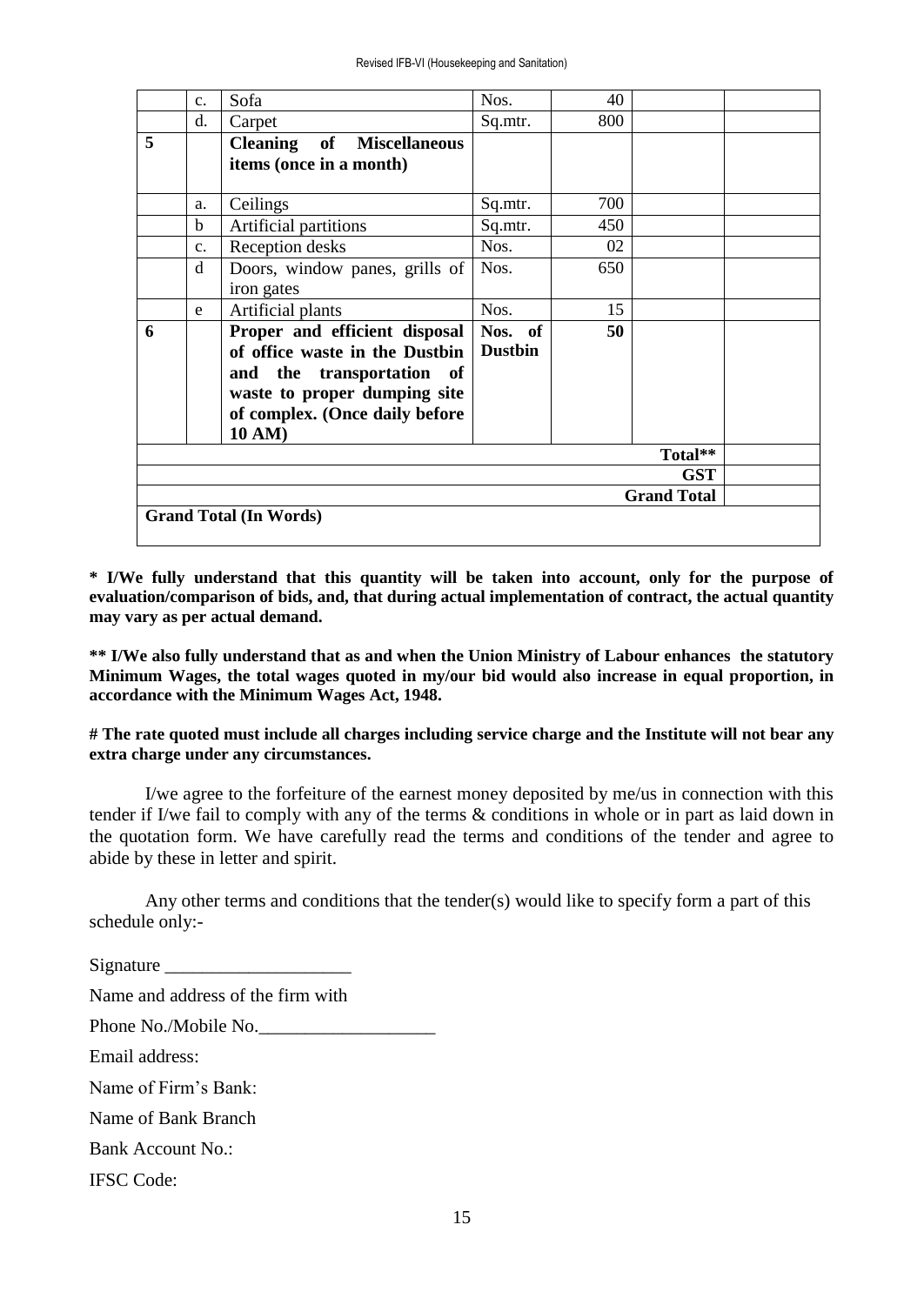|  | c. | Sofa | Nos. | 40 |  |  |
|---|---|---|---|---|---|---|
|  | d. | Carpet | Sq.mtr. | 800 |  |  |
| **5** |  | **Cleaning of Miscellaneous items (once in a month)** |  |  |  |  |
|  | a. | Ceilings | Sq.mtr. | 700 |  |  |
|  | b | Artificial partitions | Sq.mtr. | 450 |  |  |
|  | c. | Reception desks | Nos. | 02 |  |  |
|  | d | Doors, window panes, grills of iron gates | Nos. | 650 |  |  |
|  | e | Artificial plants | Nos. | 15 |  |  |
| **6** |  | **Proper and efficient disposal of office waste in the Dustbin and the transportation of waste to proper dumping site of complex. (Once daily before 10 AM)** | **Nos. of Dustbin** | **50** |  |  |
|  |  |  |  |  | **Total\*\*** |  |
|  |  |  |  |  | **GST** |  |
|  |  |  |  |  | **Grand Total** |  |
| **Grand Total (In Words)** |  |  |  |  |  |  |

**\* I/We fully understand that this quantity will be taken into account, only for the purpose of evaluation/comparison of bids, and, that during actual implementation of contract, the actual quantity may vary as per actual demand.**

**\*\* I/We also fully understand that as and when the Union Ministry of Labour enhances the statutory Minimum Wages, the total wages quoted in my/our bid would also increase in equal proportion, in accordance with the Minimum Wages Act, 1948.**

**# The rate quoted must include all charges including service charge and the Institute will not bear any extra charge under any circumstances.**

I/we agree to the forfeiture of the earnest money deposited by me/us in connection with this tender if I/we fail to comply with any of the terms & conditions in whole or in part as laid down in the quotation form. We have carefully read the terms and conditions of the tender and agree to abide by these in letter and spirit.

Any other terms and conditions that the tender(s) would like to specify form a part of this schedule only:-

Signature ____________________

Name and address of the firm with

Phone No./Mobile No.___________________

Email address:

Name of Firm's Bank:

Name of Bank Branch

Bank Account No.:

IFSC Code: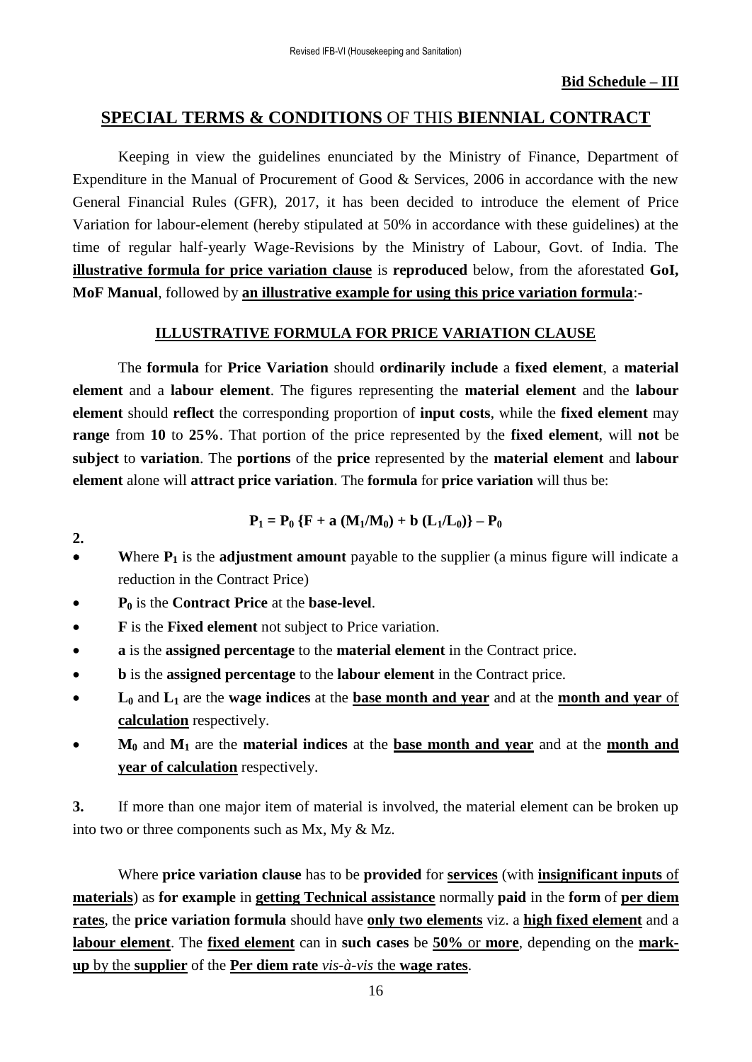**Bid Schedule – III**

## SPECIAL TERMS & CONDITIONS OF THIS BIENNIAL CONTRACT

Keeping in view the guidelines enunciated by the Ministry of Finance, Department of Expenditure in the Manual of Procurement of Good & Services, 2006 in accordance with the new General Financial Rules (GFR), 2017, it has been decided to introduce the element of Price Variation for labour-element (hereby stipulated at 50% in accordance with these guidelines) at the time of regular half-yearly Wage-Revisions by the Ministry of Labour, Govt. of India. The **illustrative formula for price variation clause** is **reproduced** below, from the aforestated **GoI, MoF Manual**, followed by **an illustrative example for using this price variation formula**:-

### ILLUSTRATIVE FORMULA FOR PRICE VARIATION CLAUSE

The **formula** for **Price Variation** should **ordinarily include** a **fixed element**, a **material element** and a **labour element**. The figures representing the **material element** and the **labour element** should **reflect** the corresponding proportion of **input costs**, while the **fixed element** may **range** from **10** to **25%**. That portion of the price represented by the **fixed element**, will **not** be **subject** to **variation**. The **portions** of the **price** represented by the **material element** and **labour element** alone will **attract price variation**. The **formula** for **price variation** will thus be:

$$P_1 = P_0 \{F + a (M_1/M_0) + b (L_1/L_0)\} - P_0$$

**2.**

- **W**here $P_1$ is the **adjustment amount** payable to the supplier (a minus figure will indicate a reduction in the Contract Price)
- $P_0$ is the **Contract Price** at the **base-level**.
- **F** is the **Fixed element** not subject to Price variation.
- **a** is the **assigned percentage** to the **material element** in the Contract price.
- **b** is the **assigned percentage** to the **labour element** in the Contract price.
- $L_0$ and $L_1$ are the **wage indices** at the **base month and year** and at the **month and year of calculation** respectively.
- $M_0$ and $M_1$ are the **material indices** at the **base month and year** and at the **month and year of calculation** respectively.

**3.** If more than one major item of material is involved, the material element can be broken up into two or three components such as Mx, My & Mz.

Where **price variation clause** has to be **provided** for **services** (with **insignificant inputs** of **materials**) as **for example** in **getting Technical assistance** normally **paid** in the **form** of **per diem rates**, the **price variation formula** should have **only two elements** viz. a **high fixed element** and a **labour element**. The **fixed element** can in **such cases** be **50%** or **more**, depending on the **mark-up** by the **supplier** of the **Per diem rate** ***vis-à-vis*** the **wage rates**.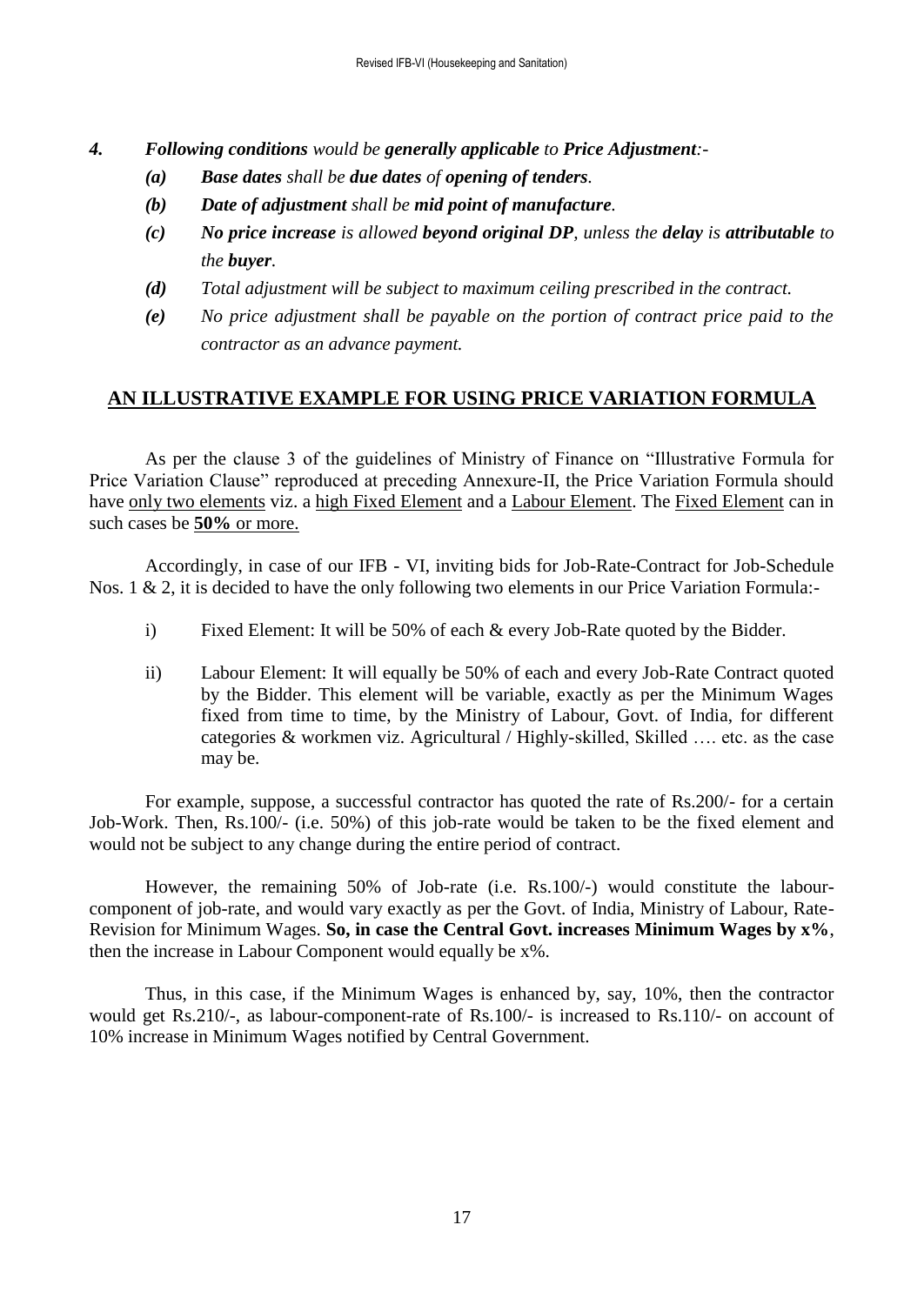*4.* ***Following conditions*** *would be* ***generally applicable*** *to* ***Price Adjustment****:-*

- *(a)* ***Base dates*** *shall be* ***due dates*** *of* ***opening of tenders****.*
- *(b)* ***Date of adjustment*** *shall be* ***mid point of manufacture****.*
- *(c)* ***No price increase*** *is allowed* ***beyond original DP****, unless the* ***delay*** *is* ***attributable*** *to the* ***buyer****.*
- *(d)* *Total adjustment will be subject to maximum ceiling prescribed in the contract.*
- *(e)* *No price adjustment shall be payable on the portion of contract price paid to the contractor as an advance payment.*

## AN ILLUSTRATIVE EXAMPLE FOR USING PRICE VARIATION FORMULA

As per the clause 3 of the guidelines of Ministry of Finance on "Illustrative Formula for Price Variation Clause" reproduced at preceding Annexure-II, the Price Variation Formula should have only two elements viz. a high Fixed Element and a Labour Element. The Fixed Element can in such cases be **50%** or more.

Accordingly, in case of our IFB - VI, inviting bids for Job-Rate-Contract for Job-Schedule Nos. 1 & 2, it is decided to have the only following two elements in our Price Variation Formula:-

i) Fixed Element: It will be 50% of each & every Job-Rate quoted by the Bidder.

ii) Labour Element: It will equally be 50% of each and every Job-Rate Contract quoted by the Bidder. This element will be variable, exactly as per the Minimum Wages fixed from time to time, by the Ministry of Labour, Govt. of India, for different categories & workmen viz. Agricultural / Highly-skilled, Skilled …. etc. as the case may be.

For example, suppose, a successful contractor has quoted the rate of Rs.200/- for a certain Job-Work. Then, Rs.100/- (i.e. 50%) of this job-rate would be taken to be the fixed element and would not be subject to any change during the entire period of contract.

However, the remaining 50% of Job-rate (i.e. Rs.100/-) would constitute the labour-component of job-rate, and would vary exactly as per the Govt. of India, Ministry of Labour, Rate-Revision for Minimum Wages. **So, in case the Central Govt. increases Minimum Wages by x%**, then the increase in Labour Component would equally be x%.

Thus, in this case, if the Minimum Wages is enhanced by, say, 10%, then the contractor would get Rs.210/-, as labour-component-rate of Rs.100/- is increased to Rs.110/- on account of 10% increase in Minimum Wages notified by Central Government.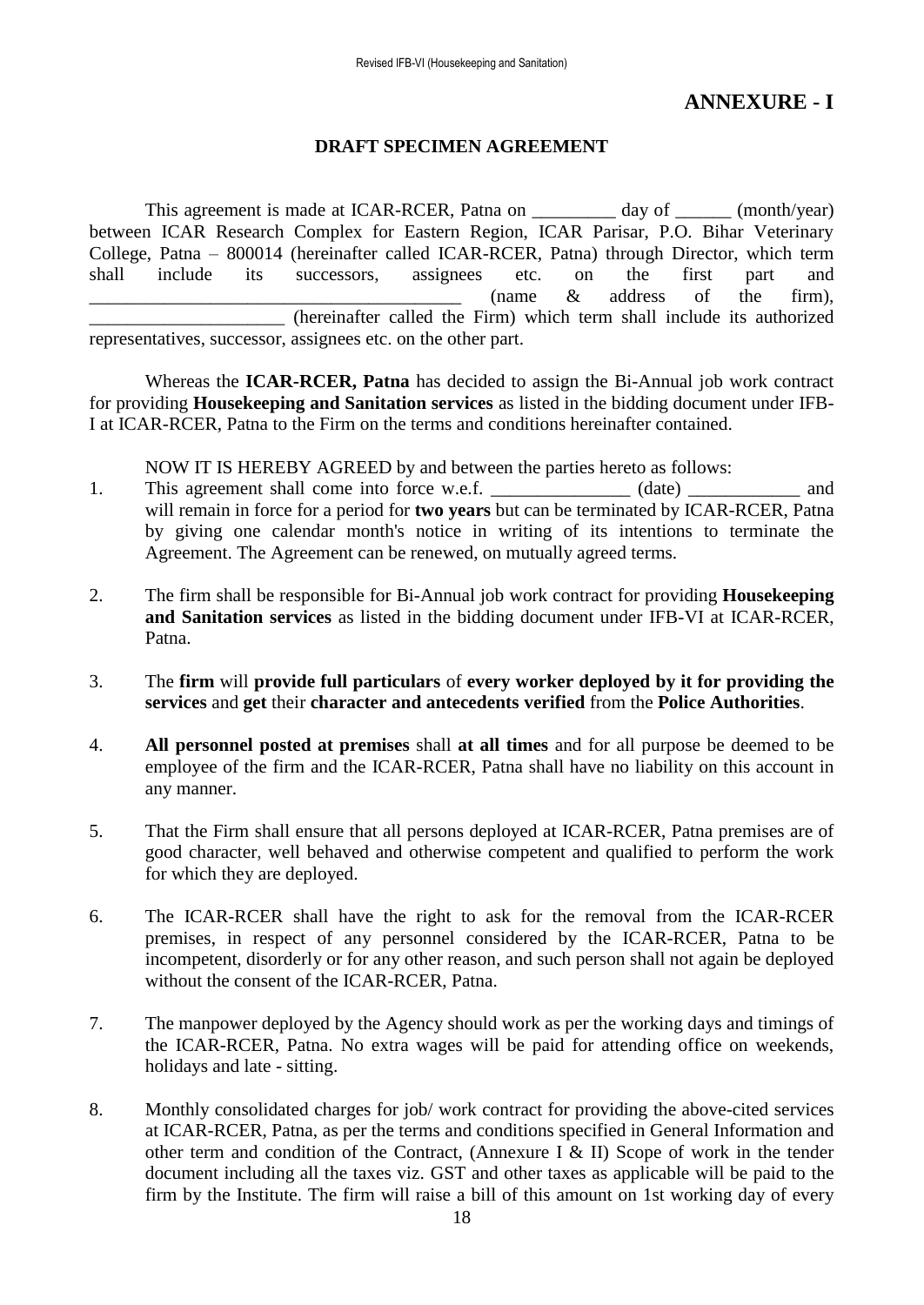# ANNEXURE - I

## DRAFT SPECIMEN AGREEMENT

This agreement is made at ICAR-RCER, Patna on _________ day of ______ (month/year) between ICAR Research Complex for Eastern Region, ICAR Parisar, P.O. Bihar Veterinary College, Patna – 800014 (hereinafter called ICAR-RCER, Patna) through Director, which term shall include its successors, assignees etc. on the first part and _________________________________________ (name & address of the firm), _____________________ (hereinafter called the Firm) which term shall include its authorized representatives, successor, assignees etc. on the other part.

Whereas the **ICAR-RCER, Patna** has decided to assign the Bi-Annual job work contract for providing **Housekeeping and Sanitation services** as listed in the bidding document under IFB-I at ICAR-RCER, Patna to the Firm on the terms and conditions hereinafter contained.

NOW IT IS HEREBY AGREED by and between the parties hereto as follows:

1. This agreement shall come into force w.e.f. _______________ (date) ____________ and will remain in force for a period for **two years** but can be terminated by ICAR-RCER, Patna by giving one calendar month's notice in writing of its intentions to terminate the Agreement. The Agreement can be renewed, on mutually agreed terms.

2. The firm shall be responsible for Bi-Annual job work contract for providing **Housekeeping and Sanitation services** as listed in the bidding document under IFB-VI at ICAR-RCER, Patna.

3. The **firm** will **provide full particulars** of **every worker deployed by it for providing the services** and **get** their **character and antecedents verified** from the **Police Authorities**.

4. **All personnel posted at premises** shall **at all times** and for all purpose be deemed to be employee of the firm and the ICAR-RCER, Patna shall have no liability on this account in any manner.

5. That the Firm shall ensure that all persons deployed at ICAR-RCER, Patna premises are of good character, well behaved and otherwise competent and qualified to perform the work for which they are deployed.

6. The ICAR-RCER shall have the right to ask for the removal from the ICAR-RCER premises, in respect of any personnel considered by the ICAR-RCER, Patna to be incompetent, disorderly or for any other reason, and such person shall not again be deployed without the consent of the ICAR-RCER, Patna.

7. The manpower deployed by the Agency should work as per the working days and timings of the ICAR-RCER, Patna. No extra wages will be paid for attending office on weekends, holidays and late - sitting.

8. Monthly consolidated charges for job/ work contract for providing the above-cited services at ICAR-RCER, Patna, as per the terms and conditions specified in General Information and other term and condition of the Contract, (Annexure I & II) Scope of work in the tender document including all the taxes viz. GST and other taxes as applicable will be paid to the firm by the Institute. The firm will raise a bill of this amount on 1st working day of every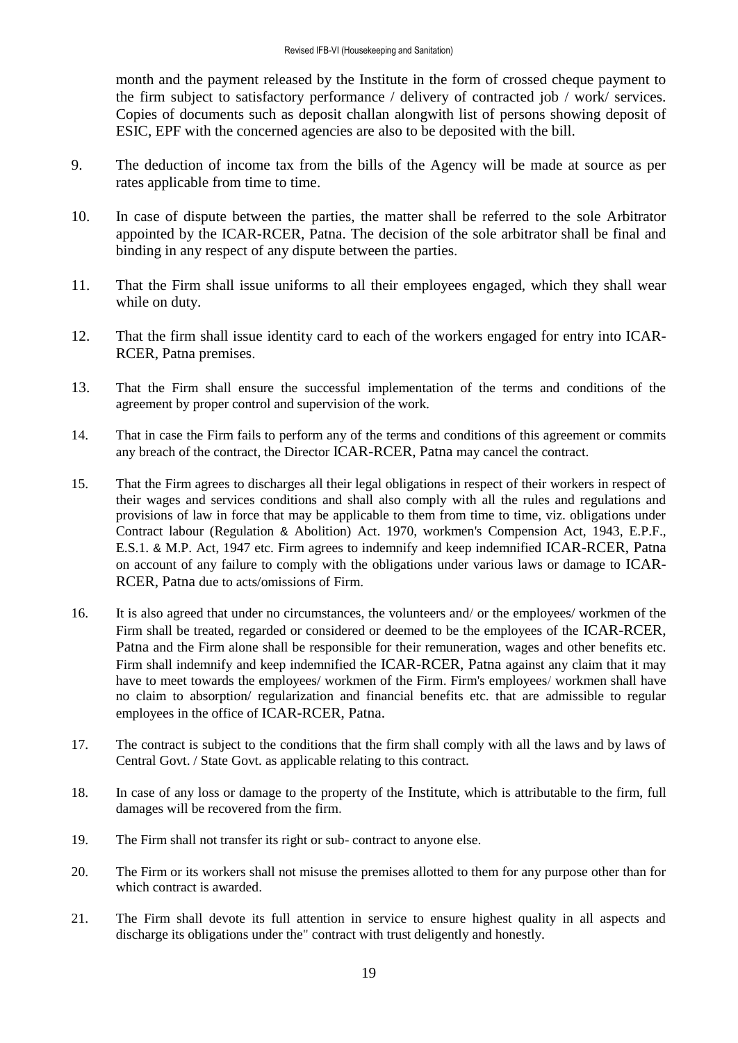month and the payment released by the Institute in the form of crossed cheque payment to the firm subject to satisfactory performance / delivery of contracted job / work/ services. Copies of documents such as deposit challan alongwith list of persons showing deposit of ESIC, EPF with the concerned agencies are also to be deposited with the bill.

9. The deduction of income tax from the bills of the Agency will be made at source as per rates applicable from time to time.

10. In case of dispute between the parties, the matter shall be referred to the sole Arbitrator appointed by the ICAR-RCER, Patna. The decision of the sole arbitrator shall be final and binding in any respect of any dispute between the parties.

11. That the Firm shall issue uniforms to all their employees engaged, which they shall wear while on duty.

12. That the firm shall issue identity card to each of the workers engaged for entry into ICAR-RCER, Patna premises.

13. That the Firm shall ensure the successful implementation of the terms and conditions of the agreement by proper control and supervision of the work.

14. That in case the Firm fails to perform any of the terms and conditions of this agreement or commits any breach of the contract, the Director ICAR-RCER, Patna may cancel the contract.

15. That the Firm agrees to discharges all their legal obligations in respect of their workers in respect of their wages and services conditions and shall also comply with all the rules and regulations and provisions of law in force that may be applicable to them from time to time, viz. obligations under Contract labour (Regulation & Abolition) Act. 1970, workmen's Compension Act, 1943, E.P.F., E.S.1. & M.P. Act, 1947 etc. Firm agrees to indemnify and keep indemnified ICAR-RCER, Patna on account of any failure to comply with the obligations under various laws or damage to ICAR-RCER, Patna due to acts/omissions of Firm.

16. It is also agreed that under no circumstances, the volunteers and/ or the employees/ workmen of the Firm shall be treated, regarded or considered or deemed to be the employees of the ICAR-RCER, Patna and the Firm alone shall be responsible for their remuneration, wages and other benefits etc. Firm shall indemnify and keep indemnified the ICAR-RCER, Patna against any claim that it may have to meet towards the employees/ workmen of the Firm. Firm's employees/ workmen shall have no claim to absorption/ regularization and financial benefits etc. that are admissible to regular employees in the office of ICAR-RCER, Patna.

17. The contract is subject to the conditions that the firm shall comply with all the laws and by laws of Central Govt. / State Govt. as applicable relating to this contract.

18. In case of any loss or damage to the property of the Institute, which is attributable to the firm, full damages will be recovered from the firm.

19. The Firm shall not transfer its right or sub- contract to anyone else.

20. The Firm or its workers shall not misuse the premises allotted to them for any purpose other than for which contract is awarded.

21. The Firm shall devote its full attention in service to ensure highest quality in all aspects and discharge its obligations under the" contract with trust deligently and honestly.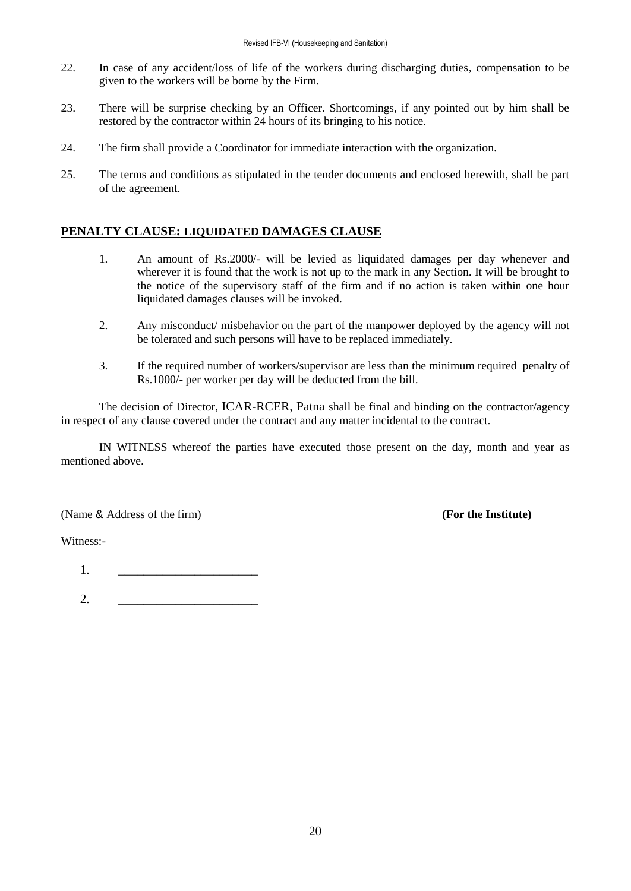22. In case of any accident/loss of life of the workers during discharging duties, compensation to be given to the workers will be borne by the Firm.

23. There will be surprise checking by an Officer. Shortcomings, if any pointed out by him shall be restored by the contractor within 24 hours of its bringing to his notice.

24. The firm shall provide a Coordinator for immediate interaction with the organization.

25. The terms and conditions as stipulated in the tender documents and enclosed herewith, shall be part of the agreement.

## PENALTY CLAUSE: LIQUIDATED DAMAGES CLAUSE

1. An amount of Rs.2000/- will be levied as liquidated damages per day whenever and wherever it is found that the work is not up to the mark in any Section. It will be brought to the notice of the supervisory staff of the firm and if no action is taken within one hour liquidated damages clauses will be invoked.

2. Any misconduct/ misbehavior on the part of the manpower deployed by the agency will not be tolerated and such persons will have to be replaced immediately.

3. If the required number of workers/supervisor are less than the minimum required penalty of Rs.1000/- per worker per day will be deducted from the bill.

The decision of Director, ICAR-RCER, Patna shall be final and binding on the contractor/agency in respect of any clause covered under the contract and any matter incidental to the contract.

IN WITNESS whereof the parties have executed those present on the day, month and year as mentioned above.

(Name & Address of the firm) **(For the Institute)**

Witness:-

1. _______________________

2. _______________________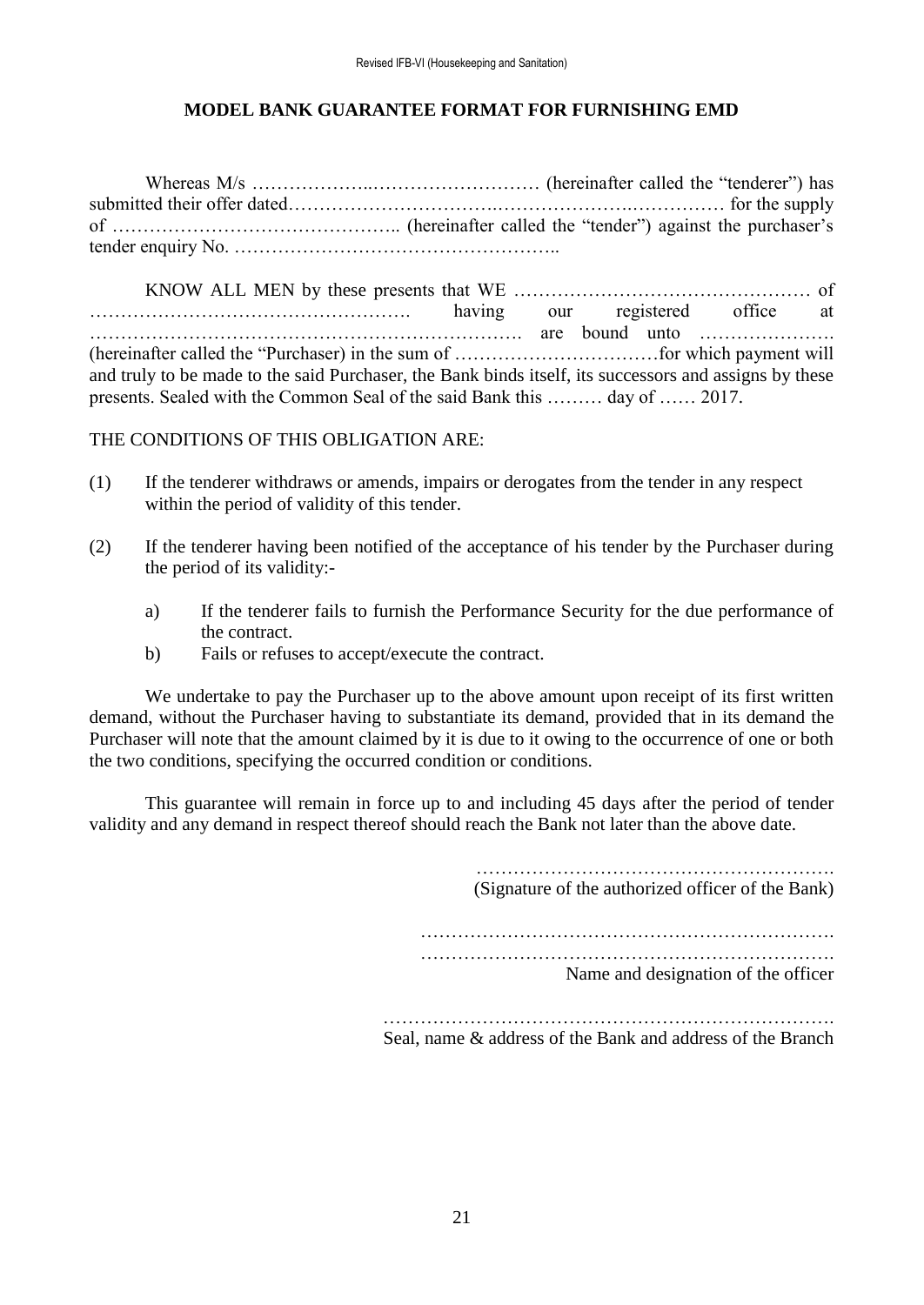## MODEL BANK GUARANTEE FORMAT FOR FURNISHING EMD

Whereas M/s ………………..……………………… (hereinafter called the "tenderer") has submitted their offer dated…………………………….………………….…………… for the supply of ……………………………………….. (hereinafter called the "tender") against the purchaser's tender enquiry No. ……………………………………………..

KNOW ALL MEN by these presents that WE ………………………………………… of ……………………………………………. having our registered office at ………………………………………………………………. are bound unto …………………. (hereinafter called the "Purchaser) in the sum of ……………………………for which payment will and truly to be made to the said Purchaser, the Bank binds itself, its successors and assigns by these presents. Sealed with the Common Seal of the said Bank this ……… day of …… 2017.

THE CONDITIONS OF THIS OBLIGATION ARE:

(1) If the tenderer withdraws or amends, impairs or derogates from the tender in any respect within the period of validity of this tender.

(2) If the tenderer having been notified of the acceptance of his tender by the Purchaser during the period of its validity:-

   a) If the tenderer fails to furnish the Performance Security for the due performance of the contract.
   b) Fails or refuses to accept/execute the contract.

We undertake to pay the Purchaser up to the above amount upon receipt of its first written demand, without the Purchaser having to substantiate its demand, provided that in its demand the Purchaser will note that the amount claimed by it is due to it owing to the occurrence of one or both the two conditions, specifying the occurred condition or conditions.

This guarantee will remain in force up to and including 45 days after the period of tender validity and any demand in respect thereof should reach the Bank not later than the above date.

………………………………………………….
(Signature of the authorized officer of the Bank)

………………………………………………………….
………………………………………………………….
Name and designation of the officer

……………………………………………………………….
Seal, name & address of the Bank and address of the Branch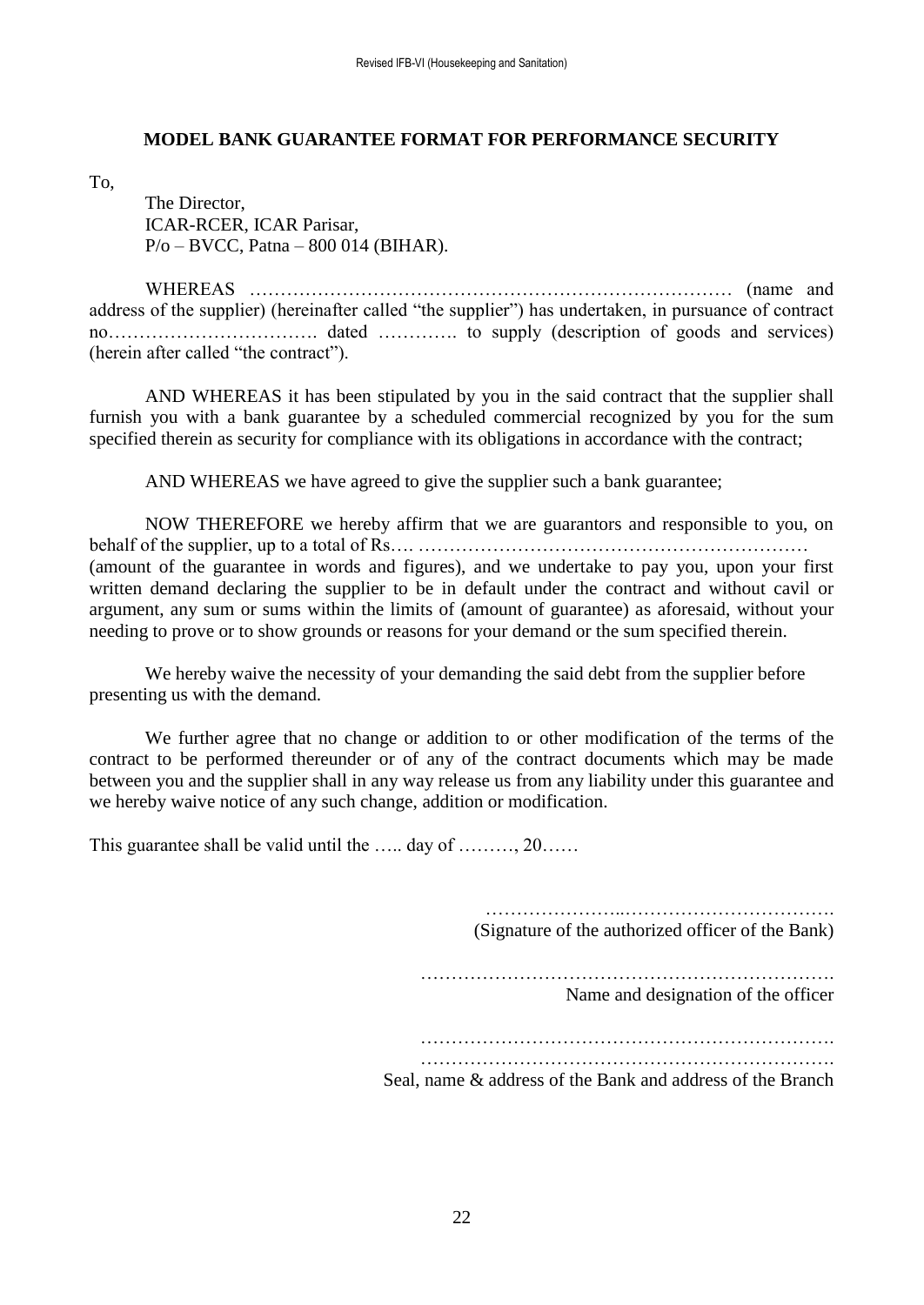## MODEL BANK GUARANTEE FORMAT FOR PERFORMANCE SECURITY

To,

The Director,
ICAR-RCER, ICAR Parisar,
P/o – BVCC, Patna – 800 014 (BIHAR).

WHEREAS ……………………………………………………………………… (name and address of the supplier) (hereinafter called "the supplier") has undertaken, in pursuance of contract no……………………………. dated …………. to supply (description of goods and services) (herein after called "the contract").

AND WHEREAS it has been stipulated by you in the said contract that the supplier shall furnish you with a bank guarantee by a scheduled commercial recognized by you for the sum specified therein as security for compliance with its obligations in accordance with the contract;

AND WHEREAS we have agreed to give the supplier such a bank guarantee;

NOW THEREFORE we hereby affirm that we are guarantors and responsible to you, on behalf of the supplier, up to a total of Rs…. ……………………………………………………… (amount of the guarantee in words and figures), and we undertake to pay you, upon your first written demand declaring the supplier to be in default under the contract and without cavil or argument, any sum or sums within the limits of (amount of guarantee) as aforesaid, without your needing to prove or to show grounds or reasons for your demand or the sum specified therein.

We hereby waive the necessity of your demanding the said debt from the supplier before presenting us with the demand.

We further agree that no change or addition to or other modification of the terms of the contract to be performed thereunder or of any of the contract documents which may be made between you and the supplier shall in any way release us from any liability under this guarantee and we hereby waive notice of any such change, addition or modification.

This guarantee shall be valid until the ….. day of ………, 20……

…………………..…………………………….
(Signature of the authorized officer of the Bank)

………………………………………………………….
Name and designation of the officer

………………………………………………………….
………………………………………………………….
Seal, name & address of the Bank and address of the Branch